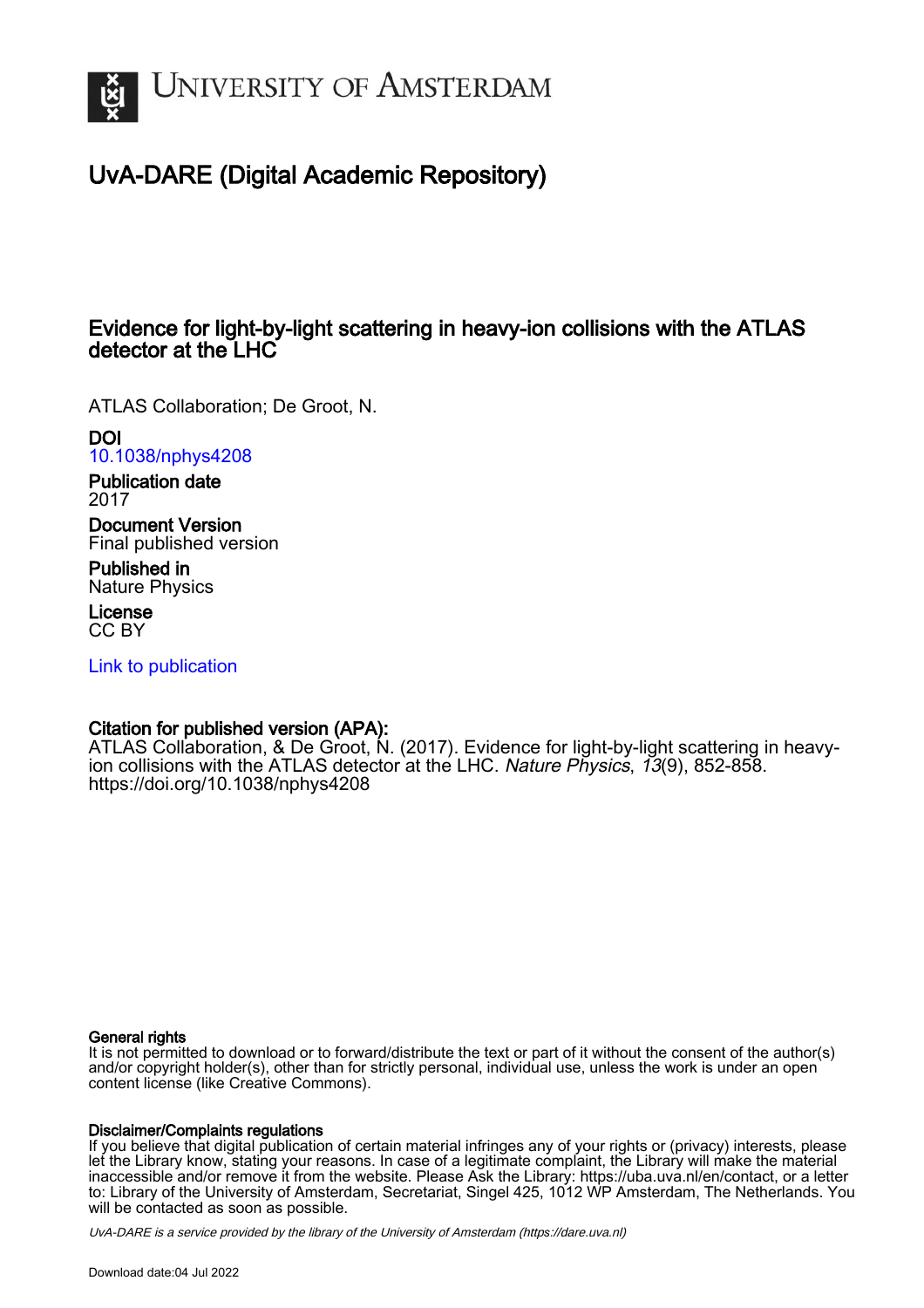# UvA-DARE (Digital Academic Repository)

## Evidence for light-by-light scattering in heavy-ion collisions with the ATLAS detector at the LHC

ATLAS Collaboration; De Groot, N.

**DOI**
10.1038/nphys4208

**Publication date**
2017

**Document Version**
Final published version

**Published in**
Nature Physics

**License**
CC BY

Link to publication

**Citation for published version (APA):**
ATLAS Collaboration, & De Groot, N. (2017). Evidence for light-by-light scattering in heavy-ion collisions with the ATLAS detector at the LHC. *Nature Physics*, *13*(9), 852-858. https://doi.org/10.1038/nphys4208

**General rights**
It is not permitted to download or to forward/distribute the text or part of it without the consent of the author(s) and/or copyright holder(s), other than for strictly personal, individual use, unless the work is under an open content license (like Creative Commons).

**Disclaimer/Complaints regulations**
If you believe that digital publication of certain material infringes any of your rights or (privacy) interests, please let the Library know, stating your reasons. In case of a legitimate complaint, the Library will make the material inaccessible and/or remove it from the website. Please Ask the Library: https://uba.uva.nl/en/contact, or a letter to: Library of the University of Amsterdam, Secretariat, Singel 425, 1012 WP Amsterdam, The Netherlands. You will be contacted as soon as possible.

*UvA-DARE is a service provided by the library of the University of Amsterdam (https://dare.uva.nl)*

Download date:04 Jul 2022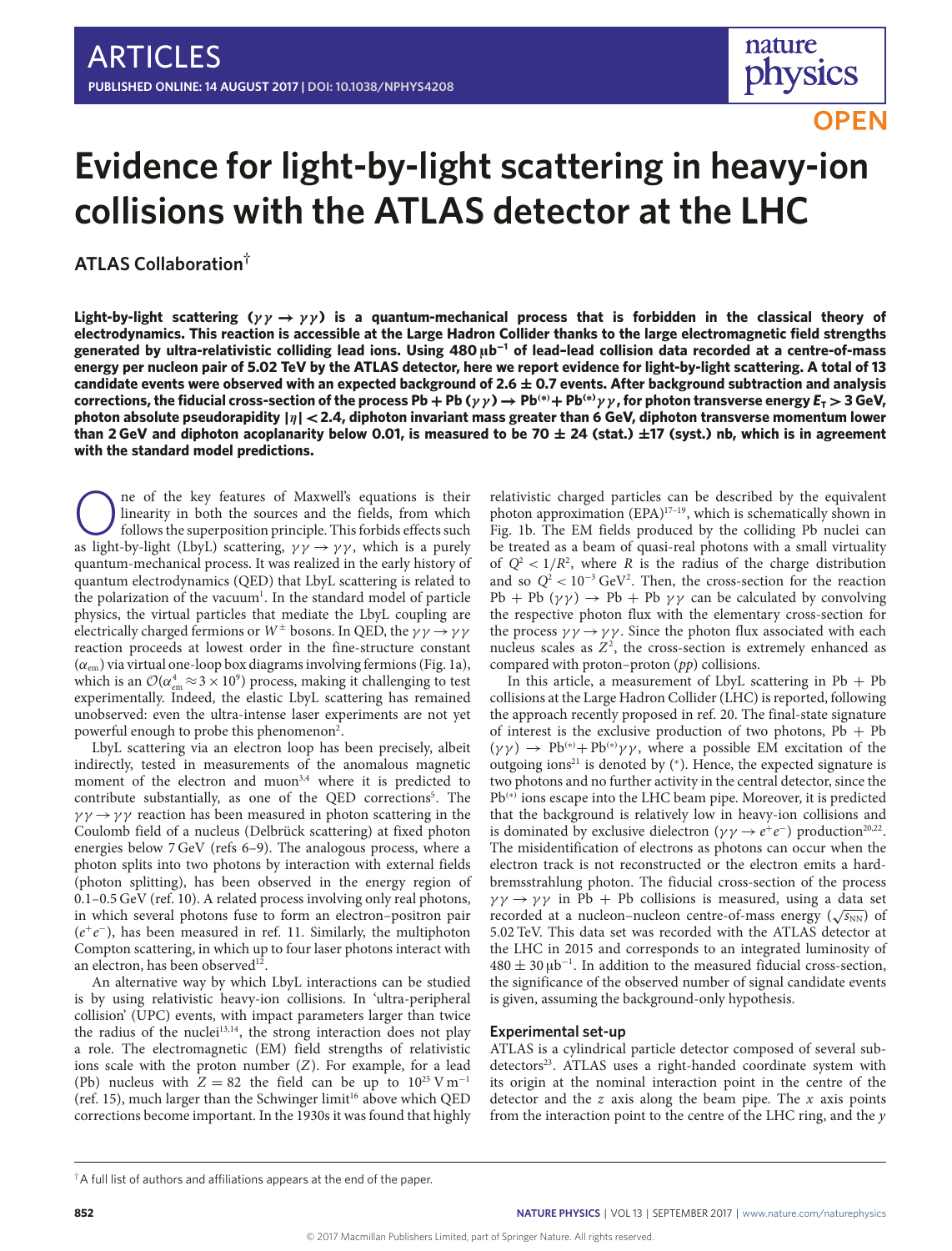# Evidence for light-by-light scattering in heavy-ion collisions with the ATLAS detector at the LHC

**ATLAS Collaboration**[†]

**Light-by-light scattering ($\gamma\gamma \rightarrow \gamma\gamma$) is a quantum-mechanical process that is forbidden in the classical theory of electrodynamics. This reaction is accessible at the Large Hadron Collider thanks to the large electromagnetic field strengths generated by ultra-relativistic colliding lead ions. Using 480 $\mu$b$^{-1}$ of lead–lead collision data recorded at a centre-of-mass energy per nucleon pair of 5.02 TeV by the ATLAS detector, here we report evidence for light-by-light scattering. A total of 13 candidate events were observed with an expected background of 2.6 ± 0.7 events. After background subtraction and analysis corrections, the fiducial cross-section of the process Pb + Pb ($\gamma\gamma$) → Pb$^{(*)}$+ Pb$^{(*)}\gamma\gamma$, for photon transverse energy $E_T > 3$ GeV, photon absolute pseudorapidity $|\eta| < 2.4$, diphoton invariant mass greater than 6 GeV, diphoton transverse momentum lower than 2 GeV and diphoton acoplanarity below 0.01, is measured to be 70 ± 24 (stat.) ±17 (syst.) nb, which is in agreement with the standard model predictions.**

One of the key features of Maxwell's equations is their linearity in both the sources and the fields, from which follows the superposition principle. This forbids effects such as light-by-light (LbyL) scattering, $\gamma\gamma \rightarrow \gamma\gamma$, which is a purely quantum-mechanical process. It was realized in the early history of quantum electrodynamics (QED) that LbyL scattering is related to the polarization of the vacuum[1]. In the standard model of particle physics, the virtual particles that mediate the LbyL coupling are electrically charged fermions or $W^{\pm}$ bosons. In QED, the $\gamma\gamma \rightarrow \gamma\gamma$ reaction proceeds at lowest order in the fine-structure constant ($\alpha_{em}$) via virtual one-loop box diagrams involving fermions (Fig. 1a), which is an $\mathcal{O}(\alpha_{em}^4 \approx 3 \times 10^9)$ process, making it challenging to test experimentally. Indeed, the elastic LbyL scattering has remained unobserved: even the ultra-intense laser experiments are not yet powerful enough to probe this phenomenon[2].

LbyL scattering via an electron loop has been precisely, albeit indirectly, tested in measurements of the anomalous magnetic moment of the electron and muon[3,4] where it is predicted to contribute substantially, as one of the QED corrections[5]. The $\gamma\gamma \rightarrow \gamma\gamma$ reaction has been measured in photon scattering in the Coulomb field of a nucleus (Delbrück scattering) at fixed photon energies below 7 GeV (refs 6–9). The analogous process, where a photon splits into two photons by interaction with external fields (photon splitting), has been observed in the energy region of 0.1–0.5 GeV (ref. 10). A related process involving only real photons, in which several photons fuse to form an electron–positron pair ($e^+e^-$), has been measured in ref. 11. Similarly, the multiphoton Compton scattering, in which up to four laser photons interact with an electron, has been observed[12].

An alternative way by which LbyL interactions can be studied is by using relativistic heavy-ion collisions. In 'ultra-peripheral collision' (UPC) events, with impact parameters larger than twice the radius of the nuclei[13,14], the strong interaction does not play a role. The electromagnetic (EM) field strengths of relativistic ions scale with the proton number ($Z$). For example, for a lead (Pb) nucleus with $Z = 82$ the field can be up to $10^{25}$ V m$^{-1}$ (ref. 15), much larger than the Schwinger limit[16] above which QED corrections become important. In the 1930s it was found that highly relativistic charged particles can be described by the equivalent photon approximation (EPA)[17–19], which is schematically shown in Fig. 1b. The EM fields produced by the colliding Pb nuclei can be treated as a beam of quasi-real photons with a small virtuality of $Q^2 < 1/R^2$, where $R$ is the radius of the charge distribution and so $Q^2 < 10^{-3}$ GeV$^2$. Then, the cross-section for the reaction Pb + Pb ($\gamma\gamma$) → Pb + Pb $\gamma\gamma$ can be calculated by convolving the respective photon flux with the elementary cross-section for the process $\gamma\gamma \rightarrow \gamma\gamma$. Since the photon flux associated with each nucleus scales as $Z^2$, the cross-section is extremely enhanced as compared with proton–proton ($pp$) collisions.

In this article, a measurement of LbyL scattering in Pb + Pb collisions at the Large Hadron Collider (LHC) is reported, following the approach recently proposed in ref. 20. The final-state signature of interest is the exclusive production of two photons, Pb + Pb ($\gamma\gamma$) → Pb$^{(*)}$+Pb$^{(*)}\gamma\gamma$, where a possible EM excitation of the outgoing ions[21] is denoted by (*). Hence, the expected signature is two photons and no further activity in the central detector, since the Pb$^{(*)}$ ions escape into the LHC beam pipe. Moreover, it is predicted that the background is relatively low in heavy-ion collisions and is dominated by exclusive dielectron ($\gamma\gamma \rightarrow e^+e^-$) production[20,22]. The misidentification of electrons as photons can occur when the electron track is not reconstructed or the electron emits a hard-bremsstrahlung photon. The fiducial cross-section of the process $\gamma\gamma \rightarrow \gamma\gamma$ in Pb + Pb collisions is measured, using a data set recorded at a nucleon–nucleon centre-of-mass energy ($\sqrt{s_{NN}}$) of 5.02 TeV. This data set was recorded with the ATLAS detector at the LHC in 2015 and corresponds to an integrated luminosity of 480 ± 30 $\mu$b$^{-1}$. In addition to the measured fiducial cross-section, the significance of the observed number of signal candidate events is given, assuming the background-only hypothesis.

## Experimental set-up

ATLAS is a cylindrical particle detector composed of several sub-detectors[23]. ATLAS uses a right-handed coordinate system with its origin at the nominal interaction point in the centre of the detector and the $z$ axis along the beam pipe. The $x$ axis points from the interaction point to the centre of the LHC ring, and the $y$

[†]A full list of authors and affiliations appears at the end of the paper.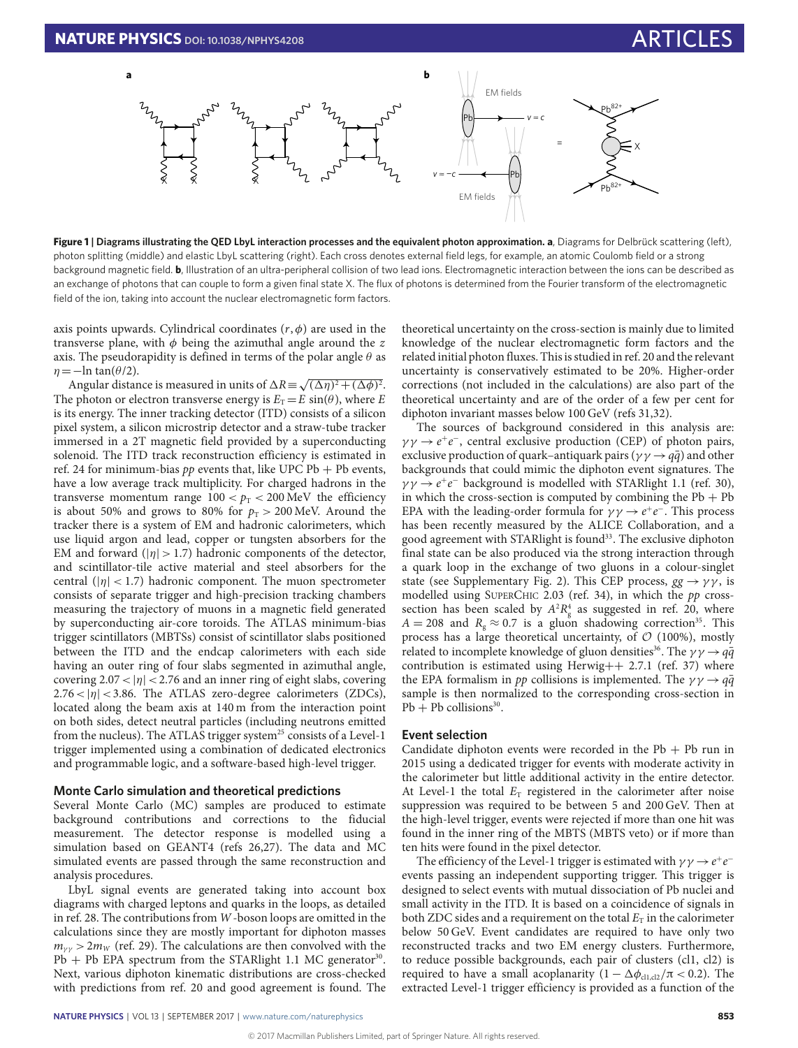**Figure 1 | Diagrams illustrating the QED LbyL interaction processes and the equivalent photon approximation. a**, Diagrams for Delbrück scattering (left), photon splitting (middle) and elastic LbyL scattering (right). Each cross denotes external field legs, for example, an atomic Coulomb field or a strong background magnetic field. **b**, Illustration of an ultra-peripheral collision of two lead ions. Electromagnetic interaction between the ions can be described as an exchange of photons that can couple to form a given final state X. The flux of photons is determined from the Fourier transform of the electromagnetic field of the ion, taking into account the nuclear electromagnetic form factors.

axis points upwards. Cylindrical coordinates $(r, \phi)$ are used in the transverse plane, with $\phi$ being the azimuthal angle around the $z$ axis. The pseudorapidity is defined in terms of the polar angle $\theta$ as $\eta = -\ln \tan(\theta/2)$.

Angular distance is measured in units of $\Delta R \equiv \sqrt{(\Delta\eta)^2 + (\Delta\phi)^2}$. The photon or electron transverse energy is $E_T = E \sin(\theta)$, where $E$ is its energy. The inner tracking detector (ITD) consists of a silicon pixel system, a silicon microstrip detector and a straw-tube tracker immersed in a 2T magnetic field provided by a superconducting solenoid. The ITD track reconstruction efficiency is estimated in ref. 24 for minimum-bias $pp$ events that, like UPC Pb + Pb events, have a low average track multiplicity. For charged hadrons in the transverse momentum range $100 < p_T < 200$ MeV the efficiency is about 50% and grows to 80% for $p_T > 200$ MeV. Around the tracker there is a system of EM and hadronic calorimeters, which use liquid argon and lead, copper or tungsten absorbers for the EM and forward ($|\eta| > 1.7$) hadronic components of the detector, and scintillator-tile active material and steel absorbers for the central ($|\eta| < 1.7$) hadronic component. The muon spectrometer consists of separate trigger and high-precision tracking chambers measuring the trajectory of muons in a magnetic field generated by superconducting air-core toroids. The ATLAS minimum-bias trigger scintillators (MBTSs) consist of scintillator slabs positioned between the ITD and the endcap calorimeters with each side having an outer ring of four slabs segmented in azimuthal angle, covering $2.07 < |\eta| < 2.76$ and an inner ring of eight slabs, covering $2.76 < |\eta| < 3.86$. The ATLAS zero-degree calorimeters (ZDCs), located along the beam axis at 140 m from the interaction point on both sides, detect neutral particles (including neutrons emitted from the nucleus). The ATLAS trigger system[25] consists of a Level-1 trigger implemented using a combination of dedicated electronics and programmable logic, and a software-based high-level trigger.

### Monte Carlo simulation and theoretical predictions

Several Monte Carlo (MC) samples are produced to estimate background contributions and corrections to the fiducial measurement. The detector response is modelled using a simulation based on GEANT4 (refs 26,27). The data and MC simulated events are passed through the same reconstruction and analysis procedures.

LbyL signal events are generated taking into account box diagrams with charged leptons and quarks in the loops, as detailed in ref. 28. The contributions from $W$-boson loops are omitted in the calculations since they are mostly important for diphoton masses $m_{\gamma\gamma} > 2m_W$ (ref. 29). The calculations are then convolved with the Pb + Pb EPA spectrum from the STARlight 1.1 MC generator[30]. Next, various diphoton kinematic distributions are cross-checked with predictions from ref. 20 and good agreement is found. The theoretical uncertainty on the cross-section is mainly due to limited knowledge of the nuclear electromagnetic form factors and the related initial photon fluxes. This is studied in ref. 20 and the relevant uncertainty is conservatively estimated to be 20%. Higher-order corrections (not included in the calculations) are also part of the theoretical uncertainty and are of the order of a few per cent for diphoton invariant masses below 100 GeV (refs 31,32).

The sources of background considered in this analysis are: $\gamma\gamma \to e^+e^-$, central exclusive production (CEP) of photon pairs, exclusive production of quark–antiquark pairs ($\gamma\gamma \to q\bar{q}$) and other backgrounds that could mimic the diphoton event signatures. The $\gamma\gamma \to e^+e^-$ background is modelled with STARlight 1.1 (ref. 30), in which the cross-section is computed by combining the Pb + Pb EPA with the leading-order formula for $\gamma\gamma \to e^+e^-$. This process has been recently measured by the ALICE Collaboration, and a good agreement with STARlight is found[33]. The exclusive diphoton final state can be also produced via the strong interaction through a quark loop in the exchange of two gluons in a colour-singlet state (see Supplementary Fig. 2). This CEP process, $gg \to \gamma\gamma$, is modelled using SuperChic 2.03 (ref. 34), in which the $pp$ cross-section has been scaled by $A^2R_g^4$ as suggested in ref. 20, where $A = 208$ and $R_g \approx 0.7$ is a gluon shadowing correction[35]. This process has a large theoretical uncertainty, of $\mathcal{O}$ (100%), mostly related to incomplete knowledge of gluon densities[36]. The $\gamma\gamma \to q\bar{q}$ contribution is estimated using Herwig++ 2.7.1 (ref. 37) where the EPA formalism in $pp$ collisions is implemented. The $\gamma\gamma \to q\bar{q}$ sample is then normalized to the corresponding cross-section in Pb + Pb collisions[30].

### Event selection

Candidate diphoton events were recorded in the Pb + Pb run in 2015 using a dedicated trigger for events with moderate activity in the calorimeter but little additional activity in the entire detector. At Level-1 the total $E_T$ registered in the calorimeter after noise suppression was required to be between 5 and 200 GeV. Then at the high-level trigger, events were rejected if more than one hit was found in the inner ring of the MBTS (MBTS veto) or if more than ten hits were found in the pixel detector.

The efficiency of the Level-1 trigger is estimated with $\gamma\gamma \to e^+e^-$ events passing an independent supporting trigger. This trigger is designed to select events with mutual dissociation of Pb nuclei and small activity in the ITD. It is based on a coincidence of signals in both ZDC sides and a requirement on the total $E_T$ in the calorimeter below 50 GeV. Event candidates are required to have only two reconstructed tracks and two EM energy clusters. Furthermore, to reduce possible backgrounds, each pair of clusters (cl1, cl2) is required to have a small acoplanarity $(1 - \Delta\phi_{\mathrm{cl1,cl2}}/\pi < 0.2)$. The extracted Level-1 trigger efficiency is provided as a function of the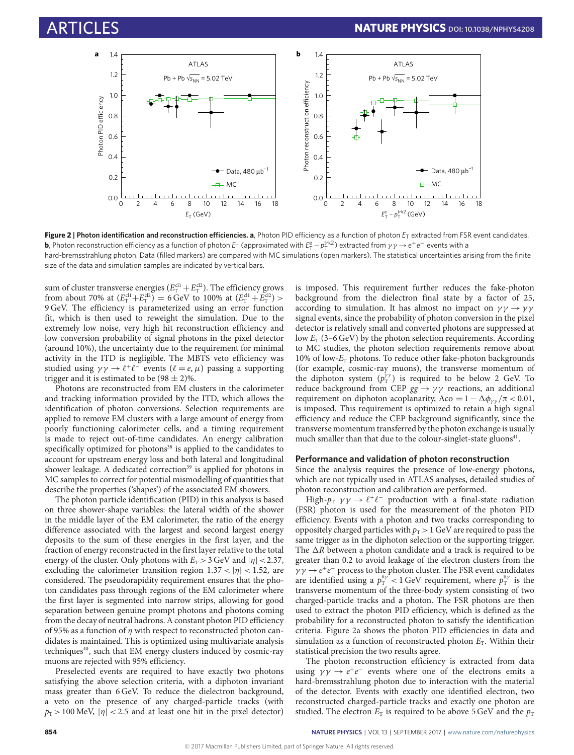**Figure 2 | Photon identification and reconstruction efficiencies. a**, Photon PID efficiency as a function of photon $E_T$ extracted from FSR event candidates. **b**, Photon reconstruction efficiency as a function of photon $E_T$ (approximated with $E_T^e - p_T^{trk2}$) extracted from $\gamma\gamma \to e^+e^-$ events with a hard-bremsstrahlung photon. Data (filled markers) are compared with MC simulations (open markers). The statistical uncertainties arising from the finite size of the data and simulation samples are indicated by vertical bars.

sum of cluster transverse energies ($E_T^{cl1} + E_T^{cl2}$). The efficiency grows from about 70% at ($E_T^{cl1} + E_T^{cl2}$) = 6 GeV to 100% at ($E_T^{cl1} + E_T^{cl2}$) > 9 GeV. The efficiency is parameterized using an error function fit, which is then used to reweight the simulation. Due to the extremely low noise, very high hit reconstruction efficiency and low conversion probability of signal photons in the pixel detector (around 10%), the uncertainty due to the requirement for minimal activity in the ITD is negligible. The MBTS veto efficiency was studied using $\gamma\gamma \to \ell^+\ell^-$ events ($\ell = e, \mu$) passing a supporting trigger and it is estimated to be (98 ± 2)%.

Photons are reconstructed from EM clusters in the calorimeter and tracking information provided by the ITD, which allows the identification of photon conversions. Selection requirements are applied to remove EM clusters with a large amount of energy from poorly functioning calorimeter cells, and a timing requirement is made to reject out-of-time candidates. An energy calibration specifically optimized for photons[38] is applied to the candidates to account for upstream energy loss and both lateral and longitudinal shower leakage. A dedicated correction[39] is applied for photons in MC samples to correct for potential mismodelling of quantities that describe the properties ('shapes') of the associated EM showers.

The photon particle identification (PID) in this analysis is based on three shower-shape variables: the lateral width of the shower in the middle layer of the EM calorimeter, the ratio of the energy difference associated with the largest and second largest energy deposits to the sum of these energies in the first layer, and the fraction of energy reconstructed in the first layer relative to the total energy of the cluster. Only photons with $E_T > 3$ GeV and $|\eta| < 2.37$, excluding the calorimeter transition region $1.37 < |\eta| < 1.52$, are considered. The pseudorapidity requirement ensures that the photon candidates pass through regions of the EM calorimeter where the first layer is segmented into narrow strips, allowing for good separation between genuine prompt photons and photons coming from the decay of neutral hadrons. A constant photon PID efficiency of 95% as a function of $\eta$ with respect to reconstructed photon candidates is maintained. This is optimized using multivariate analysis techniques[40], such that EM energy clusters induced by cosmic-ray muons are rejected with 95% efficiency.

Preselected events are required to have exactly two photons satisfying the above selection criteria, with a diphoton invariant mass greater than 6 GeV. To reduce the dielectron background, a veto on the presence of any charged-particle tracks (with $p_T > 100$ MeV, $|\eta| < 2.5$ and at least one hit in the pixel detector) is imposed. This requirement further reduces the fake-photon background from the dielectron final state by a factor of 25, according to simulation. It has almost no impact on $\gamma\gamma \to \gamma\gamma$ signal events, since the probability of photon conversion in the pixel detector is relatively small and converted photons are suppressed at low $E_T$ (3–6 GeV) by the photon selection requirements. According to MC studies, the photon selection requirements remove about 10% of low-$E_T$ photons. To reduce other fake-photon backgrounds (for example, cosmic-ray muons), the transverse momentum of the diphoton system ($p_T^{\gamma\gamma}$) is required to be below 2 GeV. To reduce background from CEP $gg \to \gamma\gamma$ reactions, an additional requirement on diphoton acoplanarity, $\text{Aco} = 1 - \Delta\phi_{\gamma\gamma}/\pi < 0.01$, is imposed. This requirement is optimized to retain a high signal efficiency and reduce the CEP background significantly, since the transverse momentum transferred by the photon exchange is usually much smaller than that due to the colour-singlet-state gluons[41].

### Performance and validation of photon reconstruction

Since the analysis requires the presence of low-energy photons, which are not typically used in ATLAS analyses, detailed studies of photon reconstruction and calibration are performed.

High-$p_T$ $\gamma\gamma \to \ell^+\ell^-$ production with a final-state radiation (FSR) photon is used for the measurement of the photon PID efficiency. Events with a photon and two tracks corresponding to oppositely charged particles with $p_T > 1$ GeV are required to pass the same trigger as in the diphoton selection or the supporting trigger. The $\Delta R$ between a photon candidate and a track is required to be greater than 0.2 to avoid leakage of the electron clusters from the $\gamma\gamma \to e^+e^-$ process to the photon cluster. The FSR event candidates are identified using a $p_T^{tt\gamma} < 1$ GeV requirement, where $p_T^{tt\gamma}$ is the transverse momentum of the three-body system consisting of two charged-particle tracks and a photon. The FSR photons are then used to extract the photon PID efficiency, which is defined as the probability for a reconstructed photon to satisfy the identification criteria. Figure 2a shows the photon PID efficiencies in data and simulation as a function of reconstructed photon $E_T$. Within their statistical precision the two results agree.

The photon reconstruction efficiency is extracted from data using $\gamma\gamma \to e^+e^-$ events where one of the electrons emits a hard-bremsstrahlung photon due to interaction with the material of the detector. Events with exactly one identified electron, two reconstructed charged-particle tracks and exactly one photon are studied. The electron $E_T$ is required to be above 5 GeV and the $p_T$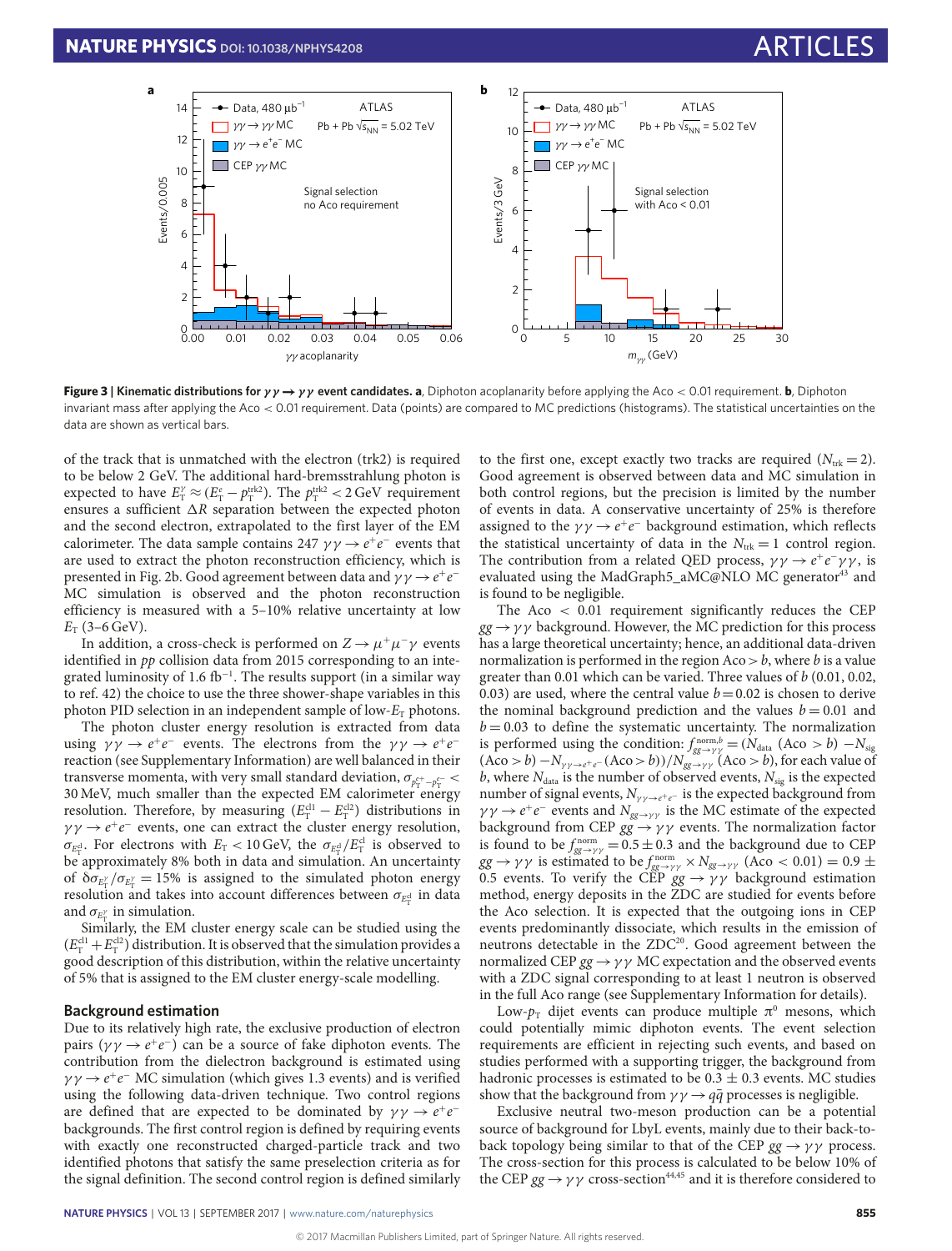**Figure 3 | Kinematic distributions for $\gamma\gamma \rightarrow \gamma\gamma$ event candidates. a**, Diphoton acoplanarity before applying the Aco < 0.01 requirement. **b**, Diphoton invariant mass after applying the Aco < 0.01 requirement. Data (points) are compared to MC predictions (histograms). The statistical uncertainties on the data are shown as vertical bars.

of the track that is unmatched with the electron (trk2) is required to be below 2 GeV. The additional hard-bremsstrahlung photon is expected to have $E_T^{\gamma} \approx (E_T^{e} - p_T^{\mathrm{trk2}})$. The $p_T^{\mathrm{trk2}} < 2\,\mathrm{GeV}$ requirement ensures a sufficient $\Delta R$ separation between the expected photon and the second electron, extrapolated to the first layer of the EM calorimeter. The data sample contains 247 $\gamma\gamma \rightarrow e^+e^-$ events that are used to extract the photon reconstruction efficiency, which is presented in Fig. 2b. Good agreement between data and $\gamma\gamma \rightarrow e^+e^-$ MC simulation is observed and the photon reconstruction efficiency is measured with a 5–10% relative uncertainty at low $E_T$ (3–6 GeV).

In addition, a cross-check is performed on $Z \rightarrow \mu^+\mu^-\gamma$ events identified in $pp$ collision data from 2015 corresponding to an integrated luminosity of 1.6 fb$^{-1}$. The results support (in a similar way to ref. 42) the choice to use the three shower-shape variables in this photon PID selection in an independent sample of low-$E_T$ photons.

The photon cluster energy resolution is extracted from data using $\gamma\gamma \rightarrow e^+e^-$ events. The electrons from the $\gamma\gamma \rightarrow e^+e^-$ reaction (see Supplementary Information) are well balanced in their transverse momenta, with very small standard deviation, $\sigma_{p_T^{e^+}-p_T^{e^-}} <$ 30 MeV, much smaller than the expected EM calorimeter energy resolution. Therefore, by measuring $(E_T^{\mathrm{cl1}} - E_T^{\mathrm{cl2}})$ distributions in $\gamma\gamma \rightarrow e^+e^-$ events, one can extract the cluster energy resolution, $\sigma_{E_T^{\mathrm{cl}}}$. For electrons with $E_T < 10\,\mathrm{GeV}$, the $\sigma_{E_T^{\mathrm{cl}}}/E_T^{\mathrm{cl}}$ is observed to be approximately 8% both in data and simulation. An uncertainty of $\delta\sigma_{E_T^{\gamma}}/\sigma_{E_T^{\gamma}} = 15\%$ is assigned to the simulated photon energy resolution and takes into account differences between $\sigma_{E_T^{\mathrm{cl}}}$ in data and $\sigma_{E_T^{\gamma}}$ in simulation.

Similarly, the EM cluster energy scale can be studied using the $(E_T^{\mathrm{cl1}} + E_T^{\mathrm{cl2}})$ distribution. It is observed that the simulation provides a good description of this distribution, within the relative uncertainty of 5% that is assigned to the EM cluster energy-scale modelling.

## Background estimation

Due to its relatively high rate, the exclusive production of electron pairs ($\gamma\gamma \rightarrow e^+e^-$) can be a source of fake diphoton events. The contribution from the dielectron background is estimated using $\gamma\gamma \rightarrow e^+e^-$ MC simulation (which gives 1.3 events) and is verified using the following data-driven technique. Two control regions are defined that are expected to be dominated by $\gamma\gamma \rightarrow e^+e^-$ backgrounds. The first control region is defined by requiring events with exactly one reconstructed charged-particle track and two identified photons that satisfy the same preselection criteria as for the signal definition. The second control region is defined similarly to the first one, except exactly two tracks are required ($N_{\mathrm{trk}} = 2$). Good agreement is observed between data and MC simulation in both control regions, but the precision is limited by the number of events in data. A conservative uncertainty of 25% is therefore assigned to the $\gamma\gamma \rightarrow e^+e^-$ background estimation, which reflects the statistical uncertainty of data in the $N_{\mathrm{trk}} = 1$ control region. The contribution from a related QED process, $\gamma\gamma \rightarrow e^+e^-\gamma\gamma$, is evaluated using the MadGraph5_aMC@NLO MC generator[43] and is found to be negligible.

The Aco < 0.01 requirement significantly reduces the CEP $gg \rightarrow \gamma\gamma$ background. However, the MC prediction for this process has a large theoretical uncertainty; hence, an additional data-driven normalization is performed in the region Aco > $b$, where $b$ is a value greater than 0.01 which can be varied. Three values of $b$ (0.01, 0.02, 0.03) are used, where the central value $b = 0.02$ is chosen to derive the nominal background prediction and the values $b = 0.01$ and $b = 0.03$ to define the systematic uncertainty. The normalization is performed using the condition: $f_{gg\rightarrow\gamma\gamma}^{\mathrm{norm},b} = (N_{\mathrm{data}}\ (\mathrm{Aco} > b) - N_{\mathrm{sig}}\ (\mathrm{Aco} > b) - N_{\gamma\gamma\rightarrow e^+e^-}(\mathrm{Aco} > b))/N_{gg\rightarrow\gamma\gamma}\ (\mathrm{Aco} > b)$, for each value of $b$, where $N_{\mathrm{data}}$ is the number of observed events, $N_{\mathrm{sig}}$ is the expected number of signal events, $N_{\gamma\gamma\rightarrow e^+e^-}$ is the expected background from $\gamma\gamma \rightarrow e^+e^-$ events and $N_{gg\rightarrow\gamma\gamma}$ is the MC estimate of the expected background from CEP $gg \rightarrow \gamma\gamma$ events. The normalization factor is found to be $f_{gg\rightarrow\gamma\gamma}^{\mathrm{norm}} = 0.5 \pm 0.3$ and the background due to CEP $gg \rightarrow \gamma\gamma$ is estimated to be $f_{gg\rightarrow\gamma\gamma}^{\mathrm{norm}} \times N_{gg\rightarrow\gamma\gamma}\ (\mathrm{Aco} < 0.01) = 0.9 \pm 0.5$ events. To verify the CEP $gg \rightarrow \gamma\gamma$ background estimation method, energy deposits in the ZDC are studied for events before the Aco selection. It is expected that the outgoing ions in CEP events predominantly dissociate, which results in the emission of neutrons detectable in the ZDC[20]. Good agreement between the normalized CEP $gg \rightarrow \gamma\gamma$ MC expectation and the observed events with a ZDC signal corresponding to at least 1 neutron is observed in the full Aco range (see Supplementary Information for details).

Low-$p_T$ dijet events can produce multiple $\pi^0$ mesons, which could potentially mimic diphoton events. The event selection requirements are efficient in rejecting such events, and based on studies performed with a supporting trigger, the background from hadronic processes is estimated to be $0.3 \pm 0.3$ events. MC studies show that the background from $\gamma\gamma \rightarrow q\bar{q}$ processes is negligible.

Exclusive neutral two-meson production can be a potential source of background for LbyL events, mainly due to their back-to-back topology being similar to that of the CEP $gg \rightarrow \gamma\gamma$ process. The cross-section for this process is calculated to be below 10% of the CEP $gg \rightarrow \gamma\gamma$ cross-section[44,45] and it is therefore considered to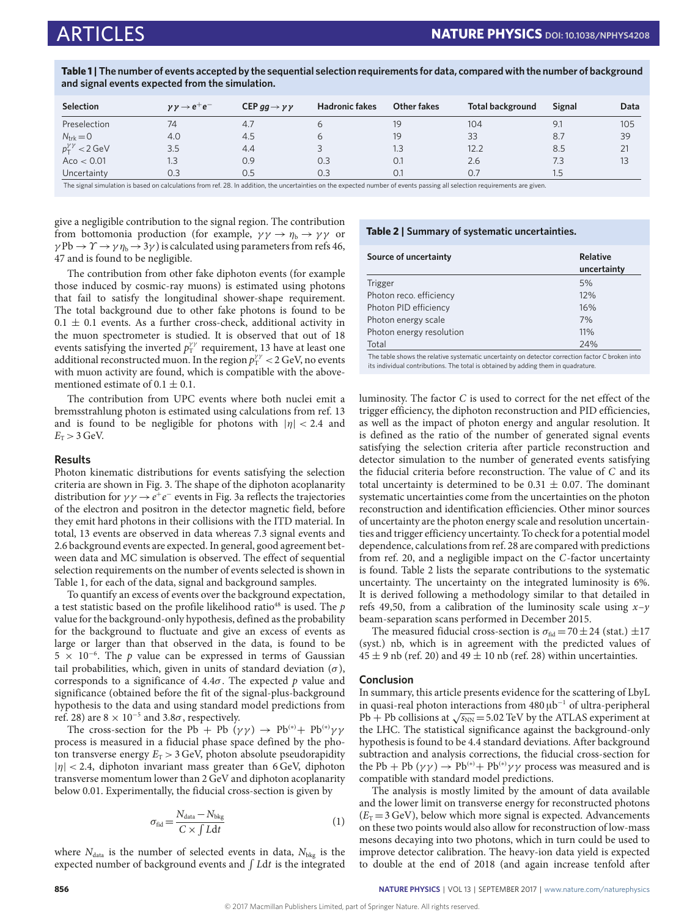**Table 1 | The number of events accepted by the sequential selection requirements for data, compared with the number of background and signal events expected from the simulation.**

| Selection | $\gamma\gamma \to e^+e^-$ | CEP $gg \to \gamma\gamma$ | Hadronic fakes | Other fakes | Total background | Signal | Data |
|---|---|---|---|---|---|---|---|
| Preselection | 74 | 4.7 | 6 | 19 | 104 | 9.1 | 105 |
| $N_{\mathrm{trk}} = 0$ | 4.0 | 4.5 | 6 | 19 | 33 | 8.7 | 39 |
| $p_{\mathrm{T}}^{\gamma\gamma} < 2\,\mathrm{GeV}$ | 3.5 | 4.4 | 3 | 1.3 | 12.2 | 8.5 | 21 |
| Aco < 0.01 | 1.3 | 0.9 | 0.3 | 0.1 | 2.6 | 7.3 | 13 |
| Uncertainty | 0.3 | 0.5 | 0.3 | 0.1 | 0.7 | 1.5 | |

The signal simulation is based on calculations from ref. 28. In addition, the uncertainties on the expected number of events passing all selection requirements are given.

give a negligible contribution to the signal region. The contribution from bottomonia production (for example, $\gamma\gamma \to \eta_b \to \gamma\gamma$ or $\gamma\mathrm{Pb} \to \Upsilon \to \gamma\eta_b \to 3\gamma$) is calculated using parameters from refs 46, 47 and is found to be negligible.

The contribution from other fake diphoton events (for example those induced by cosmic-ray muons) is estimated using photons that fail to satisfy the longitudinal shower-shape requirement. The total background due to other fake photons is found to be $0.1 \pm 0.1$ events. As a further cross-check, additional activity in the muon spectrometer is studied. It is observed that out of 18 events satisfying the inverted $p_{\mathrm{T}}^{\gamma\gamma}$ requirement, 13 have at least one additional reconstructed muon. In the region $p_{\mathrm{T}}^{\gamma\gamma} < 2\,\mathrm{GeV}$, no events with muon activity are found, which is compatible with the above-mentioned estimate of $0.1 \pm 0.1$.

The contribution from UPC events where both nuclei emit a bremsstrahlung photon is estimated using calculations from ref. 13 and is found to be negligible for photons with $|\eta| < 2.4$ and $E_{\mathrm{T}} > 3\,\mathrm{GeV}$.

## Results

Photon kinematic distributions for events satisfying the selection criteria are shown in Fig. 3. The shape of the diphoton acoplanarity distribution for $\gamma\gamma \to e^+e^-$ events in Fig. 3a reflects the trajectories of the electron and positron in the detector magnetic field, before they emit hard photons in their collisions with the ITD material. In total, 13 events are observed in data whereas 7.3 signal events and 2.6 background events are expected. In general, good agreement between data and MC simulation is observed. The effect of sequential selection requirements on the number of events selected is shown in Table 1, for each of the data, signal and background samples.

To quantify an excess of events over the background expectation, a test statistic based on the profile likelihood ratio[48] is used. The $p$ value for the background-only hypothesis, defined as the probability for the background to fluctuate and give an excess of events as large or larger than that observed in the data, is found to be $5 \times 10^{-6}$. The $p$ value can be expressed in terms of Gaussian tail probabilities, which, given in units of standard deviation ($\sigma$), corresponds to a significance of $4.4\sigma$. The expected $p$ value and significance (obtained before the fit of the signal-plus-background hypothesis to the data and using standard model predictions from ref. 28) are $8 \times 10^{-5}$ and $3.8\sigma$, respectively.

The cross-section for the Pb + Pb $(\gamma\gamma) \to \mathrm{Pb}^{(*)}+ \mathrm{Pb}^{(*)}\gamma\gamma$ process is measured in a fiducial phase space defined by the photon transverse energy $E_{\mathrm{T}} > 3\,\mathrm{GeV}$, photon absolute pseudorapidity $|\eta| < 2.4$, diphoton invariant mass greater than 6 GeV, diphoton transverse momentum lower than 2 GeV and diphoton acoplanarity below 0.01. Experimentally, the fiducial cross-section is given by

$$\sigma_{\mathrm{fid}} = \frac{N_{\mathrm{data}} - N_{\mathrm{bkg}}}{C \times \int L dt} \tag{1}$$

where $N_{\mathrm{data}}$ is the number of selected events in data, $N_{\mathrm{bkg}}$ is the expected number of background events and $\int L dt$ is the integrated luminosity. The factor $C$ is used to correct for the net effect of the trigger efficiency, the diphoton reconstruction and PID efficiencies, as well as the impact of photon energy and angular resolution. It is defined as the ratio of the number of generated signal events satisfying the selection criteria after particle reconstruction and detector simulation to the number of generated events satisfying the fiducial criteria before reconstruction. The value of $C$ and its total uncertainty is determined to be $0.31 \pm 0.07$. The dominant systematic uncertainties come from the uncertainties on the photon reconstruction and identification efficiencies. Other minor sources of uncertainty are the photon energy scale and resolution uncertainties and trigger efficiency uncertainty. To check for a potential model dependence, calculations from ref. 28 are compared with predictions from ref. 20, and a negligible impact on the $C$-factor uncertainty is found. Table 2 lists the separate contributions to the systematic uncertainty. The uncertainty on the integrated luminosity is 6%. It is derived following a methodology similar to that detailed in refs 49,50, from a calibration of the luminosity scale using $x$–$y$ beam-separation scans performed in December 2015.

**Table 2 | Summary of systematic uncertainties.**

| Source of uncertainty | Relative uncertainty |
|---|---|
| Trigger | 5% |
| Photon reco. efficiency | 12% |
| Photon PID efficiency | 16% |
| Photon energy scale | 7% |
| Photon energy resolution | 11% |
| Total | 24% |

The table shows the relative systematic uncertainty on detector correction factor $C$ broken into its individual contributions. The total is obtained by adding them in quadrature.

The measured fiducial cross-section is $\sigma_{\mathrm{fid}} = 70 \pm 24$ (stat.) $\pm 17$ (syst.) nb, which is in agreement with the predicted values of $45 \pm 9$ nb (ref. 20) and $49 \pm 10$ nb (ref. 28) within uncertainties.

## Conclusion

In summary, this article presents evidence for the scattering of LbyL in quasi-real photon interactions from 480 $\mu\mathrm{b}^{-1}$ of ultra-peripheral Pb + Pb collisions at $\sqrt{s_{\mathrm{NN}}} = 5.02\,\mathrm{TeV}$ by the ATLAS experiment at the LHC. The statistical significance against the background-only hypothesis is found to be 4.4 standard deviations. After background subtraction and analysis corrections, the fiducial cross-section for the Pb + Pb $(\gamma\gamma) \to \mathrm{Pb}^{(*)}+ \mathrm{Pb}^{(*)}\gamma\gamma$ process was measured and is compatible with standard model predictions.

The analysis is mostly limited by the amount of data available and the lower limit on transverse energy for reconstructed photons ($E_{\mathrm{T}} = 3\,\mathrm{GeV}$), below which more signal is expected. Advancements on these two points would also allow for reconstruction of low-mass mesons decaying into two photons, which in turn could be used to improve detector calibration. The heavy-ion data yield is expected to double at the end of 2018 (and again increase tenfold after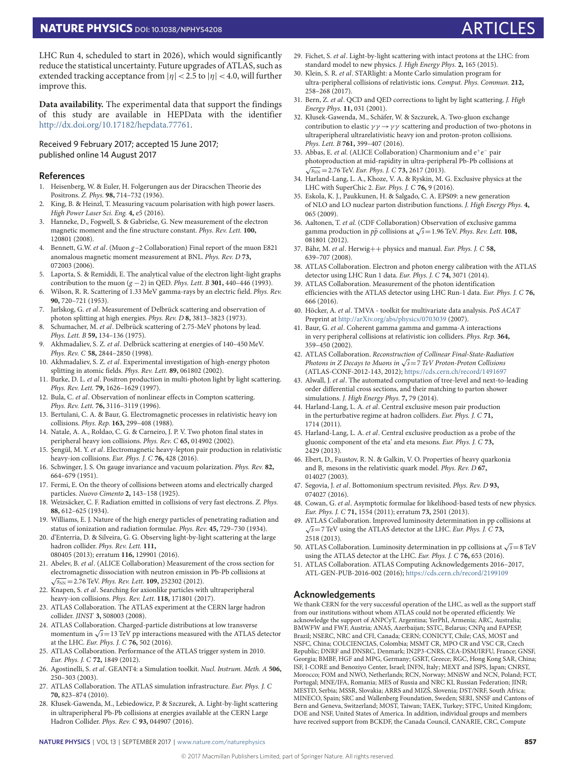LHC Run 4, scheduled to start in 2026), which would significantly reduce the statistical uncertainty. Future upgrades of ATLAS, such as extended tracking acceptance from $|\eta| < 2.5$ to $|\eta| < 4.0$, will further improve this.

**Data availability.** The experimental data that support the findings of this study are available in HEPData with the identifier http://dx.doi.org/10.17182/hepdata.77761.

Received 9 February 2017; accepted 15 June 2017;
published online 14 August 2017

## References

1. Heisenberg, W. & Euler, H. Folgerungen aus der Diracschen Theorie des Positrons. *Z. Phys.* **98,** 714–732 (1936).
2. King, B. & Heinzl, T. Measuring vacuum polarisation with high power lasers. *High Power Laser Sci. Eng.* **4,** e5 (2016).
3. Hanneke, D., Fogwell, S. & Gabrielse, G. New measurement of the electron magnetic moment and the fine structure constant. *Phys. Rev. Lett.* **100,** 120801 (2008).
4. Bennett, G.W. *et al*. (Muon *g*−2 Collaboration) Final report of the muon E821 anomalous magnetic moment measurement at BNL. *Phys. Rev. D* **73,** 072003 (2006).
5. Laporta, S. & Remiddi, E. The analytical value of the electron light-light graphs contribution to the muon $(g-2)$ in QED. *Phys. Lett. B* **301,** 440–446 (1993).
6. Wilson, R. R. Scattering of 1.33 MeV gamma-rays by an electric field. *Phys. Rev.* **90,** 720–721 (1953).
7. Jarlskog, G. *et al*. Measurement of Delbrück scattering and observation of photon splitting at high energies. *Phys. Rev. D* **8,** 3813–3823 (1973).
8. Schumacher, M. *et al*. Delbrück scattering of 2.75-MeV photons by lead. *Phys. Lett. B* **59,** 134–136 (1975).
9. Akhmadaliev, S. Z. *et al*. Delbrück scattering at energies of 140–450 MeV. *Phys. Rev. C* **58,** 2844–2850 (1998).
10. Akhmadaliev, S. Z. *et al*. Experimental investigation of high-energy photon splitting in atomic fields. *Phys. Rev. Lett.* **89,** 061802 (2002).
11. Burke, D. L. *et al*. Positron production in multi-photon light by light scattering. *Phys. Rev. Lett.* **79,** 1626–1629 (1997).
12. Bula, C. *et al*. Observation of nonlinear effects in Compton scattering. *Phys. Rev. Lett.* **76,** 3116–3119 (1996).
13. Bertulani, C. A. & Baur, G. Electromagnetic processes in relativistic heavy ion collisions. *Phys. Rep.* **163,** 299–408 (1988).
14. Natale, A. A., Roldao, C. G. & Carneiro, J. P. V. Two photon final states in peripheral heavy ion collisions. *Phys. Rev. C* **65,** 014902 (2002).
15. Şengül, M. Y. *et al*. Electromagnetic heavy-lepton pair production in relativistic heavy-ion collisions. *Eur. Phys. J. C* **76,** 428 (2016).
16. Schwinger, J. S. On gauge invariance and vacuum polarization. *Phys. Rev.* **82,** 664–679 (1951).
17. Fermi, E. On the theory of collisions between atoms and electrically charged particles. *Nuovo Cimento* **2,** 143–158 (1925).
18. Weizsäcker, C. F. Radiation emitted in collisions of very fast electrons. *Z. Phys.* **88,** 612–625 (1934).
19. Williams, E. J. Nature of the high energy particles of penetrating radiation and status of ionization and radiation formulae. *Phys. Rev.* **45,** 729–730 (1934).
20. d'Enterria, D. & Silveira, G. G. Observing light-by-light scattering at the large hadron collider. *Phys. Rev. Lett.* **111,** 080405 (2013); erratum **116,** 129901 (2016).
21. Abelev, B. *et al*. (ALICE Collaboration) Measurement of the cross section for electromagnetic dissociation with neutron emission in Pb-Pb collisions at $\sqrt{s_{\mathrm{NN}}}=2.76$ TeV. *Phys. Rev. Lett.* **109,** 252302 (2012).
22. Knapen, S. *et al*. Searching for axionlike particles with ultraperipheral heavy-ion collisions. *Phys. Rev. Lett.* **118,** 171801 (2017).
23. ATLAS Collaboration. The ATLAS experiment at the CERN large hadron collider. *JINST* **3,** S08003 (2008).
24. ATLAS Collaboration. Charged-particle distributions at low transverse momentum in $\sqrt{s}=13$ TeV pp interactions measured with the ATLAS detector at the LHC. *Eur. Phys. J. C* **76,** 502 (2016).
25. ATLAS Collaboration. Performance of the ATLAS trigger system in 2010. *Eur. Phys. J. C* **72,** 1849 (2012).
26. Agostinelli, S. *et al*. GEANT4: a Simulation toolkit. *Nucl. Instrum. Meth. A* **506,** 250–303 (2003).
27. ATLAS Collaboration. The ATLAS simulation infrastructure. *Eur. Phys. J. C* **70,** 823–874 (2010).
28. Kłusek-Gawenda, M., Lebiedowicz, P. & Szczurek, A. Light-by-light scattering in ultraperipheral Pb-Pb collisions at energies available at the CERN Large Hadron Collider. *Phys. Rev. C* **93,** 044907 (2016).
29. Fichet, S. *et al*. Light-by-light scattering with intact protons at the LHC: from standard model to new physics. *J. High Energy Phys.* **2,** 165 (2015).
30. Klein, S. R. *et al*. STARlight: a Monte Carlo simulation program for ultra-peripheral collisions of relativistic ions. *Comput. Phys. Commun.* **212,** 258–268 (2017).
31. Bern, Z. *et al*. QCD and QED corrections to light by light scattering. *J. High Energy Phys.* **11,** 031 (2001).
32. Kłusek-Gawenda, M., Schäfer, W. & Szczurek, A. Two-gluon exchange contribution to elastic $\gamma\gamma\to\gamma\gamma$ scattering and production of two-photons in ultraperipheral ultrarelativistic heavy ion and proton-proton collisions. *Phys. Lett. B* **761,** 399–407 (2016).
33. Abbas, E. *et al.* (ALICE Collaboration) Charmonium and $e^+e^-$ pair photoproduction at mid-rapidity in ultra-peripheral Pb-Pb collisions at $\sqrt{s_{\mathrm{NN}}}=2.76$ TeV. *Eur. Phys. J. C* **73,** 2617 (2013).
34. Harland-Lang, L. A., Khoze, V. A. & Ryskin, M. G. Exclusive physics at the LHC with SuperChic 2. *Eur. Phys. J. C* **76,** 9 (2016).
35. Eskola, K. J., Paukkunen, H. & Salgado, C. A. EPS09: a new generation of NLO and LO nuclear parton distribution functions. *J. High Energy Phys.* **4,** 065 (2009).
36. Aaltonen, T. *et al.* (CDF Collaboration) Observation of exclusive gamma gamma production in $p\bar{p}$ collisions at $\sqrt{s}=1.96$ TeV. *Phys. Rev. Lett.* **108,** 081801 (2012).
37. Bähr, M. *et al*. Herwig++ physics and manual. *Eur. Phys. J. C* **58,** 639–707 (2008).
38. ATLAS Collaboration. Electron and photon energy calibration with the ATLAS detector using LHC Run 1 data. *Eur. Phys. J. C* **74,** 3071 (2014).
39. ATLAS Collaboration. Measurement of the photon identification efficiencies with the ATLAS detector using LHC Run-1 data. *Eur. Phys. J. C* **76,** 666 (2016).
40. Höcker, A. *et al*. TMVA - toolkit for multivariate data analysis. *PoS ACAT* Preprint at http://arXiv.org/abs/physics/0703039 (2007).
41. Baur, G. *et al*. Coherent gamma gamma and gamma-A interactions in very peripheral collisions at relativistic ion colliders. *Phys. Rep.* **364,** 359–450 (2002).
42. ATLAS Collaboration. *Reconstruction of Collinear Final-State-Radiation Photons in Z Decays to Muons in $\sqrt{s}=7$ TeV Proton-Proton Collisions* (ATLAS-CONF-2012-143, 2012); https://cds.cern.ch/record/1491697
43. Alwall, J. *et al*. The automated computation of tree-level and next-to-leading order differential cross sections, and their matching to parton shower simulations. *J. High Energy Phys.* **7,** 79 (2014).
44. Harland-Lang, L. A. *et al*. Central exclusive meson pair production in the perturbative regime at hadron colliders. *Eur. Phys. J. C* **71,** 1714 (2011).
45. Harland-Lang, L. A. *et al*. Central exclusive production as a probe of the gluonic component of the eta' and eta mesons. *Eur. Phys. J. C* **73,** 2429 (2013).
46. Ebert, D., Faustov, R. N. & Galkin, V. O. Properties of heavy quarkonia and $B_c$ mesons in the relativistic quark model. *Phys. Rev. D* **67,** 014027 (2003).
47. Segovia, J. *et al*. Bottomonium spectrum revisited. *Phys. Rev. D* **93,** 074027 (2016).
48. Cowan, G. *et al*. Asymptotic formulae for likelihood-based tests of new physics. *Eur. Phys. J. C* **71,** 1554 (2011); erratum **73,** 2501 (2013).
49. ATLAS Collaboration. Improved luminosity determination in pp collisions at $\sqrt{s}=7$ TeV using the ATLAS detector at the LHC. *Eur. Phys. J. C* **73,** 2518 (2013).
50. ATLAS Collaboration. Luminosity determination in pp collisions at $\sqrt{s}=8$ TeV using the ATLAS detector at the LHC. *Eur. Phys. J. C* **76,** 653 (2016).
51. ATLAS Collaboration. ATLAS Computing Acknowledgements 2016–2017, ATL-GEN-PUB-2016-002 (2016); https://cds.cern.ch/record/2199109

## Acknowledgements

We thank CERN for the very successful operation of the LHC, as well as the support staff from our institutions without whom ATLAS could not be operated efficiently. We acknowledge the support of ANPCyT, Argentina; YerPhI, Armenia; ARC, Australia; BMWFW and FWF, Austria; ANAS, Azerbaijan; SSTC, Belarus; CNPq and FAPESP, Brazil; NSERC, NRC and CFI, Canada; CERN; CONICYT, Chile; CAS, MOST and NSFC, China; COLCIENCIAS, Colombia; MSMT CR, MPO CR and VSC CR, Czech Republic; DNRF and DNSRC, Denmark; IN2P3-CNRS, CEA-DSM/IRFU, France; GNSF, Georgia; BMBF, HGF and MPG, Germany; GSRT, Greece; RGC, Hong Kong SAR, China; ISF, I-CORE and Benoziyo Center, Israel; INFN, Italy; MEXT and JSPS, Japan; CNRST, Morocco; FOM and NWO, Netherlands; RCN, Norway; MNiSW and NCN, Poland; FCT, Portugal; MNE/IFA, Romania; MES of Russia and NRC KI, Russian Federation; JINR; MESTD, Serbia; MSSR, Slovakia; ARRS and MIZŠ, Slovenia; DST/NRF, South Africa; MINECO, Spain; SRC and Wallenberg Foundation, Sweden; SERI, SNSF and Cantons of Bern and Geneva, Switzerland; MOST, Taiwan; TAEK, Turkey; STFC, United Kingdom; DOE and NSF, United States of America. In addition, individual groups and members have received support from BCKDF, the Canada Council, CANARIE, CRC, Compute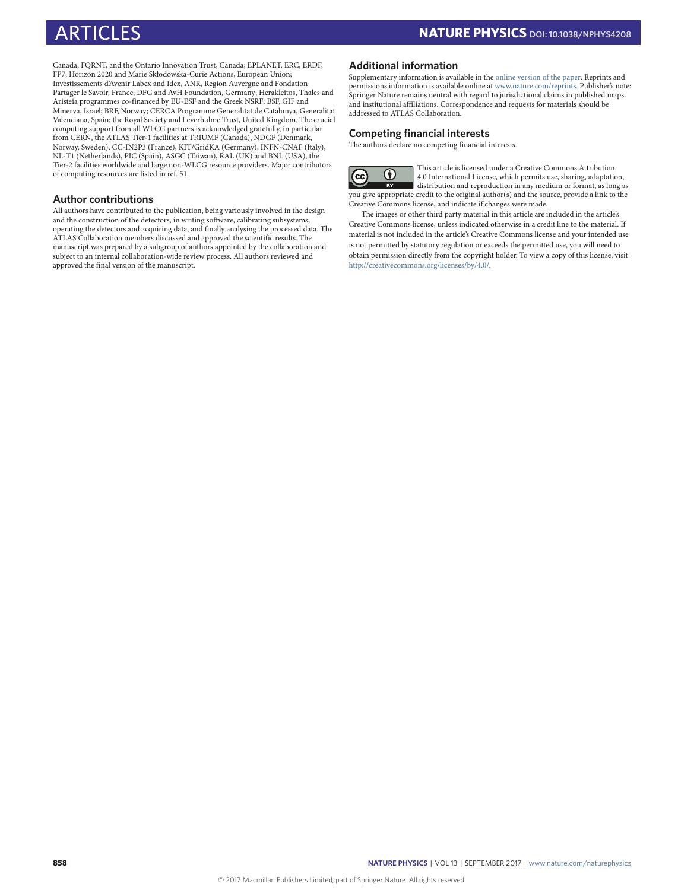Canada, FQRNT, and the Ontario Innovation Trust, Canada; EPLANET, ERC, ERDF, FP7, Horizon 2020 and Marie Skłodowska-Curie Actions, European Union; Investissements d'Avenir Labex and Idex, ANR, Région Auvergne and Fondation Partager le Savoir, France; DFG and AvH Foundation, Germany; Herakleitos, Thales and Aristeia programmes co-financed by EU-ESF and the Greek NSRF; BSF, GIF and Minerva, Israel; BRF, Norway; CERCA Programme Generalitat de Catalunya, Generalitat Valenciana, Spain; the Royal Society and Leverhulme Trust, United Kingdom. The crucial computing support from all WLCG partners is acknowledged gratefully, in particular from CERN, the ATLAS Tier-1 facilities at TRIUMF (Canada), NDGF (Denmark, Norway, Sweden), CC-IN2P3 (France), KIT/GridKA (Germany), INFN-CNAF (Italy), NL-T1 (Netherlands), PIC (Spain), ASGC (Taiwan), RAL (UK) and BNL (USA), the Tier-2 facilities worldwide and large non-WLCG resource providers. Major contributors of computing resources are listed in ref. 51.

## Author contributions

All authors have contributed to the publication, being variously involved in the design and the construction of the detectors, in writing software, calibrating subsystems, operating the detectors and acquiring data, and finally analysing the processed data. The ATLAS Collaboration members discussed and approved the scientific results. The manuscript was prepared by a subgroup of authors appointed by the collaboration and subject to an internal collaboration-wide review process. All authors reviewed and approved the final version of the manuscript.

## Additional information

Supplementary information is available in the online version of the paper. Reprints and permissions information is available online at www.nature.com/reprints. Publisher's note: Springer Nature remains neutral with regard to jurisdictional claims in published maps and institutional affiliations. Correspondence and requests for materials should be addressed to ATLAS Collaboration.

## Competing financial interests

The authors declare no competing financial interests.

This article is licensed under a Creative Commons Attribution 4.0 International License, which permits use, sharing, adaptation, distribution and reproduction in any medium or format, as long as you give appropriate credit to the original author(s) and the source, provide a link to the Creative Commons license, and indicate if changes were made.

The images or other third party material in this article are included in the article's Creative Commons license, unless indicated otherwise in a credit line to the material. If material is not included in the article's Creative Commons license and your intended use is not permitted by statutory regulation or exceeds the permitted use, you will need to obtain permission directly from the copyright holder. To view a copy of this license, visit http://creativecommons.org/licenses/by/4.0/.

© 2017 Macmillan Publishers Limited, part of Springer Nature. All rights reserved.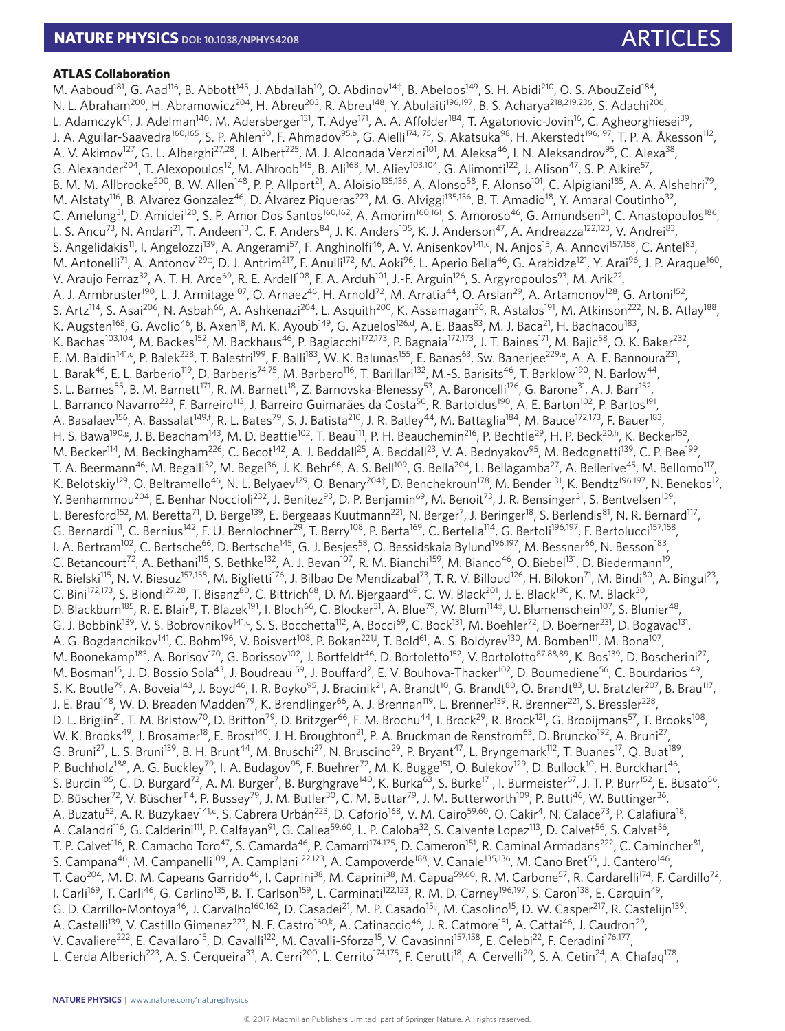### ATLAS Collaboration

M. Aaboud[181], G. Aad[116], B. Abbott[145], J. Abdallah[10], O. Abdinov[14‡], B. Abeloos[149], S. H. Abidi[210], O. S. AbouZeid[184], N. L. Abraham[200], H. Abramowicz[204], H. Abreu[203], R. Abreu[148], Y. Abulaiti[196,197], B. S. Acharya[218,219,236], S. Adachi[206], L. Adamczyk[61], J. Adelman[140], M. Adersberger[131], T. Adye[171], A. A. Affolder[184], T. Agatonovic-Jovin[16], C. Agheorghiesei[39], J. A. Aguilar-Saavedra[160,165], S. P. Ahlen[30], F. Ahmadov[95,b], G. Aielli[174,175], S. Akatsuka[98], H. Akerstedt[196,197], T. P. A. Åkesson[112], A. V. Akimov[127], G. L. Alberghi[27,28], J. Albert[225], M. J. Alconada Verzini[101], M. Aleksa[46], I. N. Aleksandrov[95], C. Alexa[38], G. Alexander[204], T. Alexopoulos[12], M. Alhroob[145], B. Ali[168], M. Aliev[103,104], G. Alimonti[122], J. Alison[47], S. P. Alkire[57], B. M. M. Allbrooke[200], B. W. Allen[148], P. P. Allport[21], A. Aloisio[135,136], A. Alonso[58], F. Alonso[101], C. Alpigiani[185], A. A. Alshehri[79], M. Alstaty[116], B. Alvarez Gonzalez[46], D. Álvarez Piqueras[223], M. G. Alviggi[135,136], B. T. Amadio[18], Y. Amaral Coutinho[32], C. Amelung[31], D. Amidei[120], S. P. Amor Dos Santos[160,162], A. Amorim[160,161], S. Amoroso[46], G. Amundsen[31], C. Anastopoulos[186], L. S. Ancu[73], N. Andari[21], T. Andeen[13], C. F. Anders[84], J. K. Anders[105], K. J. Anderson[47], A. Andreazza[122,123], V. Andrei[83], S. Angelidakis[11], I. Angelozzi[139], A. Angerami[57], F. Anghinolfi[46], A. V. Anisenkov[141,c], N. Anjos[15], A. Annovi[157,158], C. Antel[83], M. Antonelli[71], A. Antonov[129‡], D. J. Antrim[217], F. Anulli[172], M. Aoki[96], L. Aperio Bella[46], G. Arabidze[121], Y. Arai[96], J. P. Araque[160], V. Araujo Ferraz[32], A. T. H. Arce[69], R. E. Ardell[108], F. A. Arduh[101], J.-F. Arguin[126], S. Argyropoulos[93], M. Arik[22], A. J. Armbruster[190], L. J. Armitage[107], O. Arnaez[46], H. Arnold[72], M. Arratia[44], O. Arslan[29], A. Artamonov[128], G. Artoni[152], S. Artz[114], S. Asai[206], N. Asbah[66], A. Ashkenazi[204], L. Asquith[200], K. Assamagan[36], R. Astalos[191], M. Atkinson[222], N. B. Atlay[188], K. Augsten[168], G. Avolio[46], B. Axen[18], M. K. Ayoub[149], G. Azuelos[126,d], A. E. Baas[83], M. J. Baca[21], H. Bachacou[183], K. Bachas[103,104], M. Backes[152], M. Backhaus[46], P. Bagiacchi[172,173], P. Bagnaia[172,173], J. T. Baines[171], M. Bajic[58], O. K. Baker[232], E. M. Baldin[141,c], P. Balek[228], T. Balestri[199], F. Balli[183], W. K. Balunas[155], E. Banas[63], Sw. Banerjee[229,e], A. A. E. Bannoura[231], L. Barak[46], E. L. Barberio[119], D. Barberis[74,75], M. Barbero[116], T. Barillari[132], M.-S. Barisits[46], T. Barklow[190], N. Barlow[44], S. L. Barnes[55], B. M. Barnett[171], R. M. Barnett[18], Z. Barnovska-Blenessy[53], A. Baroncelli[176], G. Barone[31], A. J. Barr[152], L. Barranco Navarro[223], F. Barreiro[113], J. Barreiro Guimarães da Costa[50], R. Bartoldus[190], A. E. Barton[102], P. Bartos[191], A. Basalaev[156], A. Bassalat[149,f], R. L. Bates[79], S. J. Batista[210], J. R. Batley[44], M. Battaglia[184], M. Bauce[172,173], F. Bauer[183], H. S. Bawa[190,g], J. B. Beacham[143], M. D. Beattie[102], T. Beau[111], P. H. Beauchemin[216], P. Bechtle[29], H. P. Beck[20,h], K. Becker[152], M. Becker[114], M. Beckingham[226], C. Becot[142], A. J. Beddall[25], A. Beddall[23], V. A. Bednyakov[95], M. Bedognetti[139], C. P. Bee[199], T. A. Beermann[46], M. Begalli[32], M. Begel[36], J. K. Behr[66], A. S. Bell[109], G. Bella[204], L. Bellagamba[27], A. Bellerive[45], M. Bellomo[117], K. Belotskiy[129], O. Beltramello[46], N. L. Belyaev[129], O. Benary[204‡], D. Benchekroun[178], M. Bender[131], K. Bendtz[196,197], N. Benekos[12], Y. Benhammou[204], E. Benhar Noccioli[232], J. Benitez[93], D. P. Benjamin[69], M. Benoit[73], J. R. Bensinger[31], S. Bentvelsen[139], L. Beresford[152], M. Beretta[71], D. Berge[139], E. Bergeaas Kuutmann[221], N. Berger[7], J. Beringer[18], S. Berlendis[81], N. R. Bernard[117], G. Bernardi[111], C. Bernius[142], F. U. Bernlochner[29], T. Berry[108], P. Berta[169], C. Bertella[114], G. Bertoli[196,197], F. Bertolucci[157,158], I. A. Bertram[102], C. Bertsche[66], D. Bertsche[145], G. J. Besjes[58], O. Bessidskaia Bylund[196,197], M. Bessner[66], N. Besson[183], C. Betancourt[72], A. Bethani[115], S. Bethke[132], A. J. Bevan[107], M. Bianchi[159], M. Bianco[46], O. Biebel[131], D. Biedermann[19], R. Bielski[115], N. V. Biesuz[157,158], M. Biglietti[176], J. Bilbao De Mendizabal[73], T. R. V. Billoud[126], H. Bilokon[71], M. Bindi[80], A. Bingul[23], C. Bini[172,173], S. Biondi[27,28], T. Bisanz[80], C. Bittrich[68], D. M. Bjergaard[69], C. W. Black[201], J. E. Black[190], K. M. Black[30], D. Blackburn[185], R. E. Blair[8], T. Blazek[191], I. Bloch[66], C. Blocker[31], A. Blue[79], W. Blum[114‡], U. Blumenschein[107], S. Blunier[48], G. J. Bobbink[139], V. S. Bobrovnikov[141,c], S. S. Bocchetta[112], A. Bocci[69], C. Bock[131], M. Boehler[72], D. Boerner[231], D. Bogavac[131], A. G. Bogdanchikov[141], C. Bohm[196], V. Boisvert[108], P. Bokan[221,i], T. Bold[61], A. S. Boldyrev[130], M. Bomben[111], M. Bona[107], M. Boonekamp[183], A. Borisov[170], G. Borissov[102], J. Bortfeldt[46], D. Bortoletto[152], V. Bortolotto[87,88,89], K. Bos[139], D. Boscherini[27], M. Bosman[15], J. D. Bossio Sola[43], J. Boudreau[159], J. Bouffard[2], E. V. Bouhova-Thacker[102], D. Boumediene[56], C. Bourdarios[149], S. K. Boutle[79], A. Boveia[143], J. Boyd[46], I. R. Boyko[95], J. Bracinik[21], A. Brandt[10], G. Brandt[80], O. Brandt[83], U. Bratzler[207], B. Brau[117], J. E. Brau[148], W. D. Breaden Madden[79], K. Brendlinger[66], A. J. Brennan[119], L. Brenner[139], R. Brenner[221], S. Bressler[228], D. L. Briglin[21], T. M. Bristow[70], D. Britton[79], D. Britzger[66], F. M. Brochu[44], I. Brock[29], R. Brock[121], G. Brooijmans[57], T. Brooks[108], W. K. Brooks[49], J. Brosamer[18], E. Brost[140], J. H. Broughton[21], P. A. Bruckman de Renstrom[63], D. Bruncko[192], A. Bruni[27], G. Bruni[27], L. S. Bruni[139], B. H. Brunt[44], M. Bruschi[27], N. Bruscino[29], P. Bryant[47], L. Bryngemark[112], T. Buanes[17], Q. Buat[189], P. Buchholz[188], A. G. Buckley[79], I. A. Budagov[95], F. Buehrer[72], M. K. Bugge[151], O. Bulekov[129], D. Bullock[10], H. Burckhart[46], S. Burdin[105], C. D. Burgard[72], A. M. Burger[7], B. Burghgrave[140], K. Burka[63], S. Burke[171], I. Burmeister[67], J. T. P. Burr[152], E. Busato[56], D. Büscher[72], V. Büscher[114], P. Bussey[79], J. M. Butler[30], C. M. Buttar[79], J. M. Butterworth[109], P. Butti[46], W. Buttinger[36], A. Buzatu[52], A. R. Buzykaev[141,c], S. Cabrera Urbán[223], D. Caforio[168], V. M. Cairo[59,60], O. Cakir[4], N. Calace[73], P. Calafiura[18], A. Calandri[116], G. Calderini[111], P. Calfayan[91], G. Callea[59,60], L. P. Caloba[32], S. Calvente Lopez[113], D. Calvet[56], S. Calvet[56], T. P. Calvet[116], R. Camacho Toro[47], S. Camarda[46], P. Camarri[174,175], D. Cameron[151], R. Caminal Armadans[222], C. Camincher[81], S. Campana[46], M. Campanelli[109], A. Camplani[122,123], A. Campoverde[188], V. Canale[135,136], M. Cano Bret[55], J. Cantero[146], T. Cao[204], M. D. M. Capeans Garrido[46], I. Caprini[38], M. Caprini[38], M. Capua[59,60], R. M. Carbone[57], R. Cardarelli[174], F. Cardillo[72], I. Carli[169], T. Carli[46], G. Carlino[135], B. T. Carlson[159], L. Carminati[122,123], R. M. D. Carney[196,197], S. Caron[138], E. Carquin[49], G. D. Carrillo-Montoya[46], J. Carvalho[160,162], D. Casadei[21], M. P. Casado[15,j], M. Casolino[15], D. W. Casper[217], R. Castelijn[139], A. Castelli[139], V. Castillo Gimenez[223], N. F. Castro[160,k], A. Catinaccio[46], J. R. Catmore[151], A. Cattai[46], J. Caudron[29], V. Cavaliere[222], E. Cavallaro[15], D. Cavalli[122], M. Cavalli-Sforza[15], V. Cavasinni[157,158], E. Celebi[22], F. Ceradini[176,177], L. Cerda Alberich[223], A. S. Cerqueira[33], A. Cerri[200], L. Cerrito[174,175], F. Cerutti[18], A. Cervelli[20], S. A. Cetin[24], A. Chafaq[178],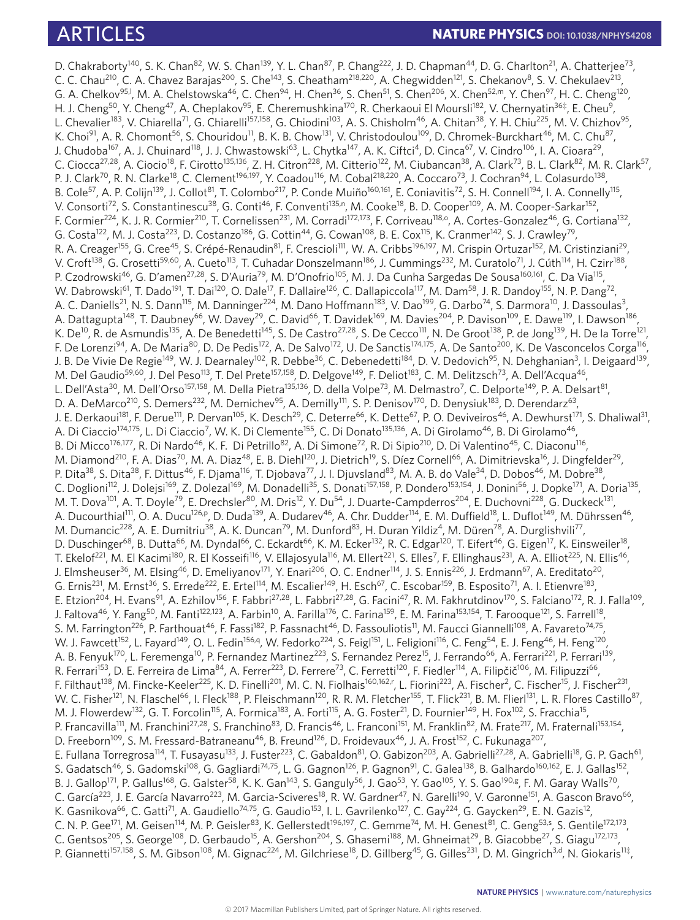D. Chakraborty[140], S. K. Chan[82], W. S. Chan[139], Y. L. Chan[87], P. Chang[222], J. D. Chapman[44], D. G. Charlton[21], A. Chatterjee[73], C. C. Chau[210], C. A. Chavez Barajas[200], S. Che[143], S. Cheatham[218,220], A. Chegwidden[121], S. Chekanov[8], S. V. Chekulaev[213], G. A. Chelkov[95,l], M. A. Chelstowska[46], C. Chen[94], H. Chen[36], S. Chen[51], S. Chen[206], X. Chen[52,m], Y. Chen[97], H. C. Cheng[120], H. J. Cheng[50], Y. Cheng[47], A. Cheplakov[95], E. Cheremushkina[170], R. Cherkaoui El Moursli[182], V. Chernyatin[36‡], E. Cheu[9], L. Chevalier[183], V. Chiarella[71], G. Chiarelli[157,158], G. Chiodini[103], A. S. Chisholm[46], A. Chitan[38], Y. H. Chiu[225], M. V. Chizhov[95], K. Choi[91], A. R. Chomont[56], S. Chouridou[11], B. K. B. Chow[131], V. Christodoulou[109], D. Chromek-Burckhart[46], M. C. Chu[87], J. Chudoba[167], A. J. Chuinard[118], J. J. Chwastowski[63], L. Chytka[147], A. K. Ciftci[4], D. Cinca[67], V. Cindro[106], I. A. Cioara[29], C. Ciocca[27,28], A. Ciocio[18], F. Cirotto[135,136], Z. H. Citron[228], M. Citterio[122], M. Ciubancan[38], A. Clark[73], B. L. Clark[82], M. R. Clark[57], P. J. Clark[70], R. N. Clarke[18], C. Clement[196,197], Y. Coadou[116], M. Cobal[218,220], A. Coccaro[73], J. Cochran[94], L. Colasurdo[138], B. Cole[57], A. P. Colijn[139], J. Collot[81], T. Colombo[217], P. Conde Muiño[160,161], E. Coniavitis[72], S. H. Connell[194], I. A. Connelly[115], V. Consorti[72], S. Constantinescu[38], G. Conti[46], F. Conventi[135,n], M. Cooke[18], B. D. Cooper[109], A. M. Cooper-Sarkar[152], F. Cormier[224], K. J. R. Cormier[210], T. Cornelissen[231], M. Corradi[172,173], F. Corriveau[118,o], A. Cortes-Gonzalez[46], G. Cortiana[132], G. Costa[122], M. J. Costa[223], D. Costanzo[186], G. Cottin[44], G. Cowan[108], B. E. Cox[115], K. Cranmer[142], S. J. Crawley[79], R. A. Creager[155], G. Cree[45], S. Crépé-Renaudin[81], F. Crescioli[111], W. A. Cribbs[196,197], M. Crispin Ortuzar[152], M. Cristinziani[29], V. Croft[138], G. Crosetti[59,60], A. Cueto[113], T. Cuhadar Donszelmann[186], J. Cummings[232], M. Curatolo[71], J. Cúth[114], H. Czirr[188], P. Czodrowski[46], G. D'amen[27,28], S. D'Auria[79], M. D'Onofrio[105], M. J. Da Cunha Sargedas De Sousa[160,161], C. Da Via[115], W. Dabrowski[61], T. Dado[191], T. Dai[120], O. Dale[17], F. Dallaire[126], C. Dallapiccola[117], M. Dam[58], J. R. Dandoy[155], N. P. Dang[72], A. C. Daniells[21], N. S. Dann[115], M. Danninger[224], M. Dano Hoffmann[183], V. Dao[199], G. Darbo[74], S. Darmora[10], J. Dassoulas[3], A. Dattagupta[148], T. Daubney[66], W. Davey[29], C. David[66], T. Davidek[169], M. Davies[204], P. Davison[109], E. Dawe[119], I. Dawson[186], K. De[10], R. de Asmundis[135], A. De Benedetti[145], S. De Castro[27,28], S. De Cecco[111], N. De Groot[138], P. de Jong[139], H. De la Torre[121], F. De Lorenzi[94], A. De Maria[80], D. De Pedis[172], A. De Salvo[172], U. De Sanctis[174,175], A. De Santo[200], K. De Vasconcelos Corga[116], J. B. De Vivie De Regie[149], W. J. Dearnaley[102], R. Debbe[36], C. Debenedetti[184], D. V. Dedovich[95], N. Dehghanian[3], I. Deigaard[139], M. Del Gaudio[59,60], J. Del Peso[113], T. Del Prete[157,158], D. Delgove[149], F. Deliot[183], C. M. Delitzsch[73], A. Dell'Acqua[46], L. Dell'Asta[30], M. Dell'Orso[157,158], M. Della Pietra[135,136], D. della Volpe[73], M. Delmastro[7], C. Delporte[149], P. A. Delsart[81], D. A. DeMarco[210], S. Demers[232], M. Demichev[95], A. Demilly[111], S. P. Denisov[170], D. Denysiuk[183], D. Derendarz[63], J. E. Derkaoui[181], F. Derue[111], P. Dervan[105], K. Desch[29], C. Deterre[66], K. Dette[67], P. O. Deviveiros[46], A. Dewhurst[171], S. Dhaliwal[31], A. Di Ciaccio[174,175], L. Di Ciaccio[7], W. K. Di Clemente[155], C. Di Donato[135,136], A. Di Girolamo[46], B. Di Girolamo[46], B. Di Micco[176,177], R. Di Nardo[46], K. F. Di Petrillo[82], A. Di Simone[72], R. Di Sipio[210], D. Di Valentino[45], C. Diaconu[116], M. Diamond[210], F. A. Dias[70], M. A. Diaz[48], E. B. Diehl[120], J. Dietrich[19], S. Díez Cornell[66], A. Dimitrievska[16], J. Dingfelder[29], P. Dita[38], S. Dita[38], F. Dittus[46], F. Djama[116], T. Djobava[77], J. I. Djuvsland[83], M. A. B. do Vale[34], D. Dobos[46], M. Dobre[38], C. Doglioni[112], J. Dolejsi[169], Z. Dolezal[169], M. Donadelli[35], S. Donati[157,158], P. Dondero[153,154], J. Donini[56], J. Dopke[171], A. Doria[135], M. T. Dova[101], A. T. Doyle[79], E. Drechsler[80], M. Dris[12], Y. Du[54], J. Duarte-Campderros[204], E. Duchovni[228], G. Duckeck[131], A. Ducourthial[111], O. A. Ducu[126,p], D. Duda[139], A. Dudarev[46], A. Chr. Dudder[114], E. M. Duffield[18], L. Duflot[149], M. Dührssen[46], M. Dumancic[228], A. E. Dumitriu[38], A. K. Duncan[79], M. Dunford[83], H. Duran Yildiz[4], M. Düren[78], A. Durglishvili[77], D. Duschinger[68], B. Dutta[66], M. Dyndal[66], C. Eckardt[66], K. M. Ecker[132], R. C. Edgar[120], T. Eifert[46], G. Eigen[17], K. Einsweiler[18], T. Ekelof[221], M. El Kacimi[180], R. El Kosseifi[116], V. Ellajosyula[116], M. Ellert[221], S. Elles[7], F. Ellinghaus[231], A. A. Elliot[225], N. Ellis[46], J. Elmsheuser[36], M. Elsing[46], D. Emeliyanov[171], Y. Enari[206], O. C. Endner[114], J. S. Ennis[226], J. Erdmann[67], A. Ereditato[20], G. Ernis[231], M. Ernst[36], S. Errede[222], E. Ertel[114], M. Escalier[149], H. Esch[67], C. Escobar[159], B. Esposito[71], A. I. Etienvre[183], E. Etzion[204], H. Evans[91], A. Ezhilov[156], F. Fabbri[27,28], L. Fabbri[27,28], G. Facini[47], R. M. Fakhrutdinov[170], S. Falciano[172], R. J. Falla[109], J. Faltova[46], Y. Fang[50], M. Fanti[122,123], A. Farbin[10], A. Farilla[176], C. Farina[159], E. M. Farina[153,154], T. Farooque[121], S. Farrell[18], S. M. Farrington[226], P. Farthouat[46], F. Fassi[182], P. Fassnacht[46], D. Fassouliotis[11], M. Faucci Giannelli[108], A. Favareto[74,75], W. J. Fawcett[152], L. Fayard[149], O. L. Fedin[156,q], W. Fedorko[224], S. Feigl[151], L. Feligioni[116], C. Feng[54], E. J. Feng[46], H. Feng[120], A. B. Fenyuk[170], L. Feremenga[10], P. Fernandez Martinez[223], S. Fernandez Perez[15], J. Ferrando[66], A. Ferrari[221], P. Ferrari[139], R. Ferrari[153], D. E. Ferreira de Lima[84], A. Ferrer[223], D. Ferrere[73], C. Ferretti[120], F. Fiedler[114], A. Filipčič[106], M. Filipuzzi[66], F. Filthaut[138], M. Fincke-Keeler[225], K. D. Finelli[201], M. C. N. Fiolhais[160,162,r], L. Fiorini[223], A. Fischer[2], C. Fischer[15], J. Fischer[231], W. C. Fisher[121], N. Flaschel[66], I. Fleck[188], P. Fleischmann[120], R. R. M. Fletcher[155], T. Flick[231], B. M. Flierl[131], L. R. Flores Castillo[87], M. J. Flowerdew[132], G. T. Forcolin[115], A. Formica[183], A. Forti[115], A. G. Foster[21], D. Fournier[149], H. Fox[102], S. Fracchia[15], P. Francavilla[111], M. Franchini[27,28], S. Franchino[83], D. Francis[46], L. Franconi[151], M. Franklin[82], M. Frate[217], M. Fraternali[153,154], D. Freeborn[109], S. M. Fressard-Batraneanu[46], B. Freund[126], D. Froidevaux[46], J. A. Frost[152], C. Fukunaga[207], E. Fullana Torregrosa[114], T. Fusayasu[133], J. Fuster[223], C. Gabaldon[81], O. Gabizon[203], A. Gabrielli[27,28], A. Gabrielli[18], G. P. Gach[61], S. Gadatsch[46], S. Gadomski[108], G. Gagliardi[74,75], L. G. Gagnon[126], P. Gagnon[91], C. Galea[138], B. Galhardo[160,162], E. J. Gallas[152], B. J. Gallop[171], P. Gallus[168], G. Galster[58], K. K. Gan[143], S. Ganguly[56], J. Gao[53], Y. Gao[105], Y. S. Gao[190,g], F. M. Garay Walls[70], C. García[223], J. E. García Navarro[223], M. Garcia-Sciveres[18], R. W. Gardner[47], N. Garelli[190], V. Garonne[151], A. Gascon Bravo[66], K. Gasnikova[66], C. Gatti[71], A. Gaudiello[74,75], G. Gaudio[153], I. L. Gavrilenko[127], C. Gay[224], G. Gaycken[29], E. N. Gazis[12], C. N. P. Gee[171], M. Geisen[114], M. P. Geisler[83], K. Gellerstedt[196,197], C. Gemme[74], M. H. Genest[81], C. Geng[53,s], S. Gentile[172,173], C. Gentsos[205], S. George[108], D. Gerbaudo[15], A. Gershon[204], S. Ghasemi[188], M. Ghneimat[29], B. Giacobbe[27], S. Giagu[172,173], P. Giannetti[157,158], S. M. Gibson[108], M. Gignac[224], M. Gilchriese[18], D. Gillberg[45], G. Gilles[231], D. M. Gingrich[3,d], N. Giokaris[11‡],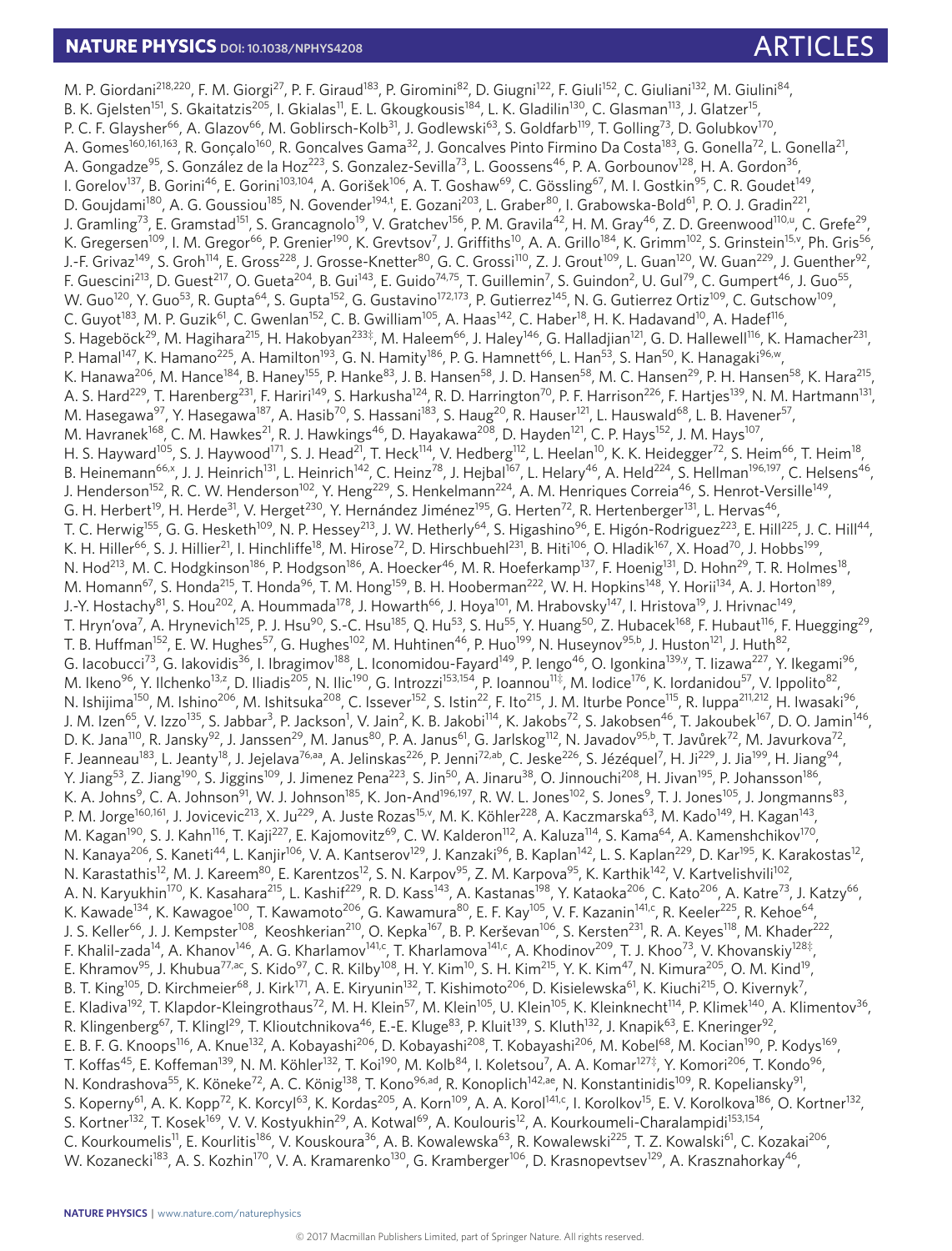M. P. Giordani[218,220], F. M. Giorgi[27], P. F. Giraud[183], P. Giromini[82], D. Giugni[122], F. Giuli[152], C. Giuliani[132], M. Giulini[84], B. K. Gjelsten[151], S. Gkaitatzis[205], I. Gkialas[11], E. L. Gkougkousis[184], L. K. Gladilin[130], C. Glasman[113], J. Glatzer[15], P. C. F. Glaysher[66], A. Glazov[66], M. Goblirsch-Kolb[31], J. Godlewski[63], S. Goldfarb[119], T. Golling[73], D. Golubkov[170], A. Gomes[160,161,163], R. Gonçalo[160], R. Goncalves Gama[32], J. Goncalves Pinto Firmino Da Costa[183], G. Gonella[72], L. Gonella[21], A. Gongadze[95], S. González de la Hoz[223], S. Gonzalez-Sevilla[73], L. Goossens[46], P. A. Gorbounov[128], H. A. Gordon[36], I. Gorelov[137], B. Gorini[46], E. Gorini[103,104], A. Gorišek[106], A. T. Goshaw[69], C. Gössling[67], M. I. Gostkin[95], C. R. Goudet[149], D. Goujdami[180], A. G. Goussiou[185], N. Govender[194,t], E. Gozani[203], L. Graber[80], I. Grabowska-Bold[61], P. O. J. Gradin[221], J. Gramling[73], E. Gramstad[151], S. Grancagnolo[19], V. Gratchev[156], P. M. Gravila[42], H. M. Gray[46], Z. D. Greenwood[110,u], C. Grefe[29], K. Gregersen[109], I. M. Gregor[66], P. Grenier[190], K. Grevtsov[7], J. Griffiths[10], A. A. Grillo[184], K. Grimm[102], S. Grinstein[15,v], Ph. Gris[56], J.-F. Grivaz[149], S. Groh[114], E. Gross[228], J. Grosse-Knetter[80], G. C. Grossi[110], Z. J. Grout[109], L. Guan[120], W. Guan[229], J. Guenther[92], F. Guescini[213], D. Guest[217], O. Gueta[204], B. Gui[143], E. Guido[74,75], T. Guillemin[7], S. Guindon[2], U. Gul[79], C. Gumpert[46], J. Guo[55], W. Guo[120], Y. Guo[53], R. Gupta[64], S. Gupta[152], G. Gustavino[172,173], P. Gutierrez[145], N. G. Gutierrez Ortiz[109], C. Gutschow[109], C. Guyot[183], M. P. Guzik[61], C. Gwenlan[152], C. B. Gwilliam[105], A. Haas[142], C. Haber[18], H. K. Hadavand[10], A. Hadef[116], S. Hageböck[29], M. Hagihara[215], H. Hakobyan[233‡], M. Haleem[66], J. Haley[146], G. Halladjian[121], G. D. Hallewell[116], K. Hamacher[231], P. Hamal[147], K. Hamano[225], A. Hamilton[193], G. N. Hamity[186], P. G. Hamnett[66], L. Han[53], S. Han[50], K. Hanagaki[96,w], K. Hanawa[206], M. Hance[184], B. Haney[155], P. Hanke[83], J. B. Hansen[58], J. D. Hansen[58], M. C. Hansen[29], P. H. Hansen[58], K. Hara[215], A. S. Hard[229], T. Harenberg[231], F. Hariri[149], S. Harkusha[124], R. D. Harrington[70], P. F. Harrison[226], F. Hartjes[139], N. M. Hartmann[131], M. Hasegawa[97], Y. Hasegawa[187], A. Hasib[70], S. Hassani[183], S. Haug[20], R. Hauser[121], L. Hauswald[68], L. B. Havener[57], M. Havranek[168], C. M. Hawkes[21], R. J. Hawkings[46], D. Hayakawa[208], D. Hayden[121], C. P. Hays[152], J. M. Hays[107], H. S. Hayward[105], S. J. Haywood[171], S. J. Head[21], T. Heck[114], V. Hedberg[112], L. Heelan[10], K. K. Heidegger[72], S. Heim[66], T. Heim[18], B. Heinemann[66,x], J. J. Heinrich[131], L. Heinrich[142], C. Heinz[78], J. Hejbal[167], L. Helary[46], A. Held[224], S. Hellman[196,197], C. Helsens[46], J. Henderson[152], R. C. W. Henderson[102], Y. Heng[229], S. Henkelmann[224], A. M. Henriques Correia[46], S. Henrot-Versille[149], G. H. Herbert[19], H. Herde[31], V. Herget[230], Y. Hernández Jiménez[195], G. Herten[72], R. Hertenberger[131], L. Hervas[46], T. C. Herwig[155], G. G. Hesketh[109], N. P. Hessey[213], J. W. Hetherly[64], S. Higashino[96], E. Higón-Rodriguez[223], E. Hill[225], J. C. Hill[44], K. H. Hiller[66], S. J. Hillier[21], I. Hinchliffe[18], M. Hirose[72], D. Hirschbuehl[231], B. Hiti[106], O. Hladik[167], X. Hoad[70], J. Hobbs[199], N. Hod[213], M. C. Hodgkinson[186], P. Hodgson[186], A. Hoecker[46], M. R. Hoeferkamp[137], F. Hoenig[131], D. Hohn[29], T. R. Holmes[18], M. Homann[67], S. Honda[215], T. Honda[96], T. M. Hong[159], B. H. Hooberman[222], W. H. Hopkins[148], Y. Horii[134], A. J. Horton[189], J.-Y. Hostachy[81], S. Hou[202], A. Hoummada[178], J. Howarth[66], J. Hoya[101], M. Hrabovsky[147], I. Hristova[19], J. Hrivnac[149], T. Hryn'ova[7], A. Hrynevich[125], P. J. Hsu[90], S.-C. Hsu[185], Q. Hu[53], S. Hu[55], Y. Huang[50], Z. Hubacek[168], F. Hubaut[116], F. Huegging[29], T. B. Huffman[152], E. W. Hughes[57], G. Hughes[102], M. Huhtinen[46], P. Huo[199], N. Huseynov[95,b], J. Huston[121], J. Huth[82], G. Iacobucci[73], G. Iakovidis[36], I. Ibragimov[188], L. Iconomidou-Fayard[149], P. Iengo[46], O. Igonkina[139,y], T. Iizawa[227], Y. Ikegami[96], M. Ikeno[96], Y. Ilchenko[13,z], D. Iliadis[205], N. Ilic[190], G. Introzzi[153,154], P. Ioannou[11‡], M. Iodice[176], K. Iordanidou[57], V. Ippolito[82], N. Ishijima[150], M. Ishino[206], M. Ishitsuka[208], C. Issever[152], S. Istin[22], F. Ito[215], J. M. Iturbe Ponce[115], R. Iuppa[211,212], H. Iwasaki[96], J. M. Izen[65], V. Izzo[135], S. Jabbar[3], P. Jackson[1], V. Jain[2], K. B. Jakobi[114], K. Jakobs[72], S. Jakobsen[46], T. Jakoubek[167], D. O. Jamin[146], D. K. Jana[110], R. Jansky[92], J. Janssen[29], M. Janus[80], P. A. Janus[61], G. Jarlskog[112], N. Javadov[95,b], T. Javůrek[72], M. Javurkova[72], F. Jeanneau[183], L. Jeanty[18], J. Jejelava[76,aa], A. Jelinskas[226], P. Jenni[72,ab], C. Jeske[226], S. Jézéquel[7], H. Ji[229], J. Jia[199], H. Jiang[94], Y. Jiang[53], Z. Jiang[190], S. Jiggins[109], J. Jimenez Pena[223], S. Jin[50], A. Jinaru[38], O. Jinnouchi[208], H. Jivan[195], P. Johansson[186], K. A. Johns[9], C. A. Johnson[91], W. J. Johnson[185], K. Jon-And[196,197], R. W. L. Jones[102], S. Jones[9], T. J. Jones[105], J. Jongmanns[83], P. M. Jorge[160,161], J. Jovicevic[213], X. Ju[229], A. Juste Rozas[15,v], M. K. Köhler[228], A. Kaczmarska[63], M. Kado[149], H. Kagan[143], M. Kagan[190], S. J. Kahn[116], T. Kaji[227], E. Kajomovitz[69], C. W. Kalderon[112], A. Kaluza[114], S. Kama[64], A. Kamenshchikov[170], N. Kanaya[206], S. Kaneti[44], L. Kanjir[106], V. A. Kantserov[129], J. Kanzaki[96], B. Kaplan[142], L. S. Kaplan[229], D. Kar[195], K. Karakostas[12], N. Karastathis[12], M. J. Kareem[80], E. Karentzos[12], S. N. Karpov[95], Z. M. Karpova[95], K. Karthik[142], V. Kartvelishvili[102], A. N. Karyukhin[170], K. Kasahara[215], L. Kashif[229], R. D. Kass[143], A. Kastanas[198], Y. Kataoka[206], C. Kato[206], A. Katre[73], J. Katzy[66], K. Kawade[134], K. Kawagoe[100], T. Kawamoto[206], G. Kawamura[80], E. F. Kay[105], V. F. Kazanin[141,c], R. Keeler[225], R. Kehoe[64], J. S. Keller[66], J. J. Kempster[108], Keoshkerian[210], O. Kepka[167], B. P. Kerševan[106], S. Kersten[231], R. A. Keyes[118], M. Khader[222], F. Khalil-zada[14], A. Khanov[146], A. G. Kharlamov[141,c], T. Kharlamova[141,c], A. Khodinov[209], T. J. Khoo[73], V. Khovanskiy[128‡], E. Khramov[95], J. Khubua[77,ac], S. Kido[97], C. R. Kilby[108], H. Y. Kim[10], S. H. Kim[215], Y. K. Kim[47], N. Kimura[205], O. M. Kind[19], B. T. King[105], D. Kirchmeier[68], J. Kirk[171], A. E. Kiryunin[132], T. Kishimoto[206], D. Kisielewska[61], K. Kiuchi[215], O. Kivernyk[7], E. Kladiva[192], T. Klapdor-Kleingrothaus[72], M. H. Klein[57], M. Klein[105], U. Klein[105], K. Kleinknecht[114], P. Klimek[140], A. Klimentov[36], R. Klingenberg[67], T. Klingl[29], T. Klioutchnikova[46], E.-E. Kluge[83], P. Kluit[139], S. Kluth[132], J. Knapik[63], E. Kneringer[92], E. B. F. G. Knoops[116], A. Knue[132], A. Kobayashi[206], D. Kobayashi[208], T. Kobayashi[206], M. Kobel[68], M. Kocian[190], P. Kodys[169], T. Koffas[45], E. Koffeman[139], N. M. Köhler[132], T. Koi[190], M. Kolb[84], I. Koletsou[7], A. A. Komar[127‡], Y. Komori[206], T. Kondo[96], N. Kondrashova[55], K. Köneke[72], A. C. König[138], T. Kono[96,ad], R. Konoplich[142,ae], N. Konstantinidis[109], R. Kopeliansky[91], S. Koperny[61], A. K. Kopp[72], K. Korcyl[63], K. Kordas[205], A. Korn[109], A. A. Korol[141,c], I. Korolkov[15], E. V. Korolkova[186], O. Kortner[132], S. Kortner[132], T. Kosek[169], V. V. Kostyukhin[29], A. Kotwal[69], A. Koulouris[12], A. Kourkoumeli-Charalampidi[153,154], C. Kourkoumelis[11], E. Kourlitis[186], V. Kouskoura[36], A. B. Kowalewska[63], R. Kowalewski[225], T. Z. Kowalski[61], C. Kozakai[206], W. Kozanecki[183], A. S. Kozhin[170], V. A. Kramarenko[130], G. Kramberger[106], D. Krasnopevtsev[129], A. Krasznahorkay[46],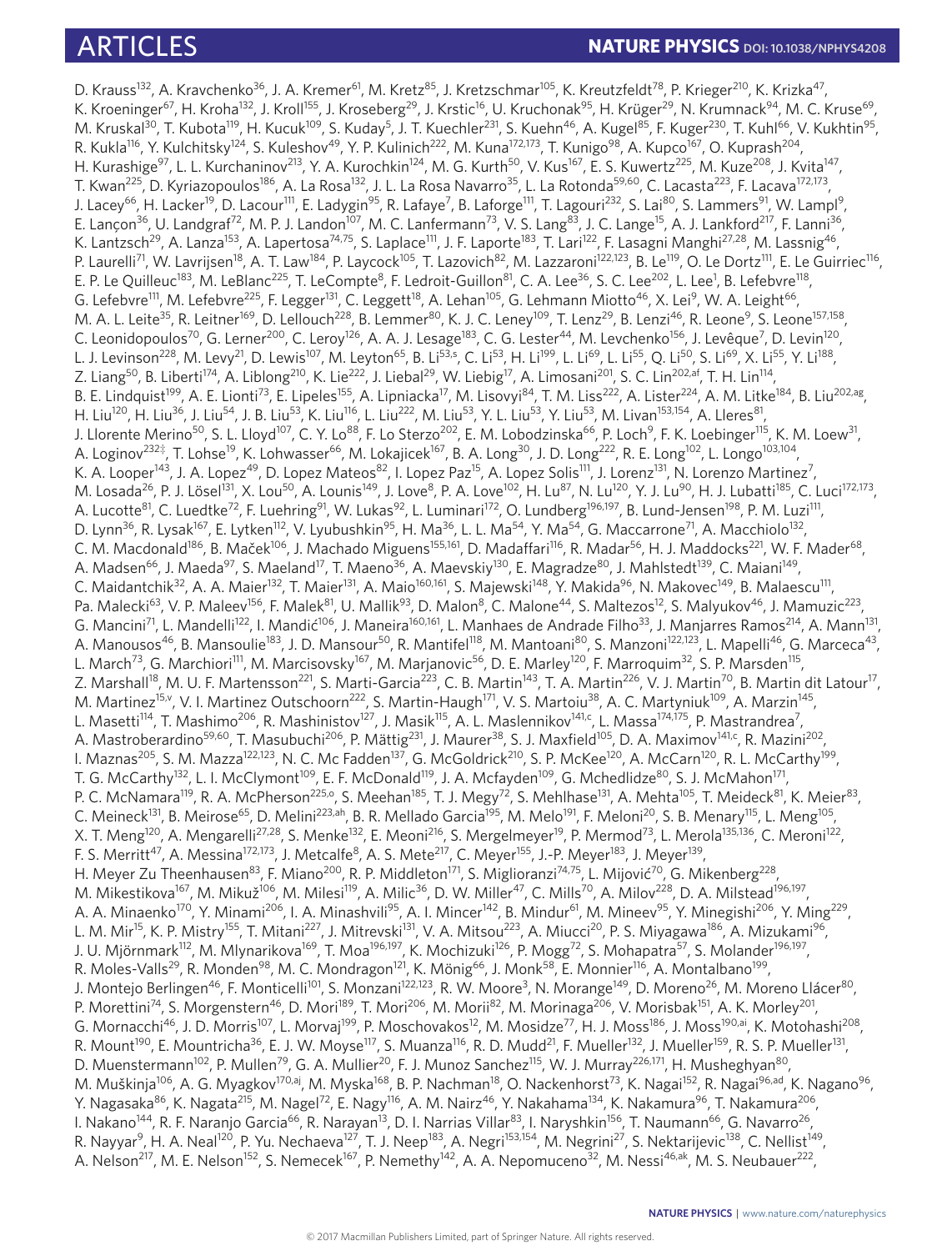D. Krauss[132], A. Kravchenko[36], J. A. Kremer[61], M. Kretz[85], J. Kretzschmar[105], K. Kreutzfeldt[78], P. Krieger[210], K. Krizka[47], K. Kroeninger[67], H. Kroha[132], J. Kroll[155], J. Kroseberg[29], J. Krstic[16], U. Kruchonak[95], H. Krüger[29], N. Krumnack[94], M. C. Kruse[69], M. Kruskal[30], T. Kubota[119], H. Kucuk[109], S. Kuday[5], J. T. Kuechler[231], S. Kuehn[46], A. Kugel[85], F. Kuger[230], T. Kuhl[66], V. Kukhtin[95], R. Kukla[116], Y. Kulchitsky[124], S. Kuleshov[49], Y. P. Kulinich[222], M. Kuna[172,173], T. Kunigo[98], A. Kupco[167], O. Kuprash[204], H. Kurashige[97], L. L. Kurchaninov[213], Y. A. Kurochkin[124], M. G. Kurth[50], V. Kus[167], E. S. Kuwertz[225], M. Kuze[208], J. Kvita[147], T. Kwan[225], D. Kyriazopoulos[186], A. La Rosa[132], J. L. La Rosa Navarro[35], L. La Rotonda[59,60], C. Lacasta[223], F. Lacava[172,173], J. Lacey[66], H. Lacker[19], D. Lacour[111], E. Ladygin[95], R. Lafaye[7], B. Laforge[111], T. Lagouri[232], S. Lai[80], S. Lammers[91], W. Lampl[9], E. Lançon[36], U. Landgraf[72], M. P. J. Landon[107], M. C. Lanfermann[73], V. S. Lang[83], J. C. Lange[15], A. J. Lankford[217], F. Lanni[36], K. Lantzsch[29], A. Lanza[153], A. Lapertosa[74,75], S. Laplace[111], J. F. Laporte[183], T. Lari[122], F. Lasagni Manghi[27,28], M. Lassnig[46], P. Laurelli[71], W. Lavrijsen[18], A. T. Law[184], P. Laycock[105], T. Lazovich[82], M. Lazzaroni[122,123], B. Le[119], O. Le Dortz[111], E. Le Guirriec[116], E. P. Le Quilleuc[183], M. LeBlanc[225], T. LeCompte[8], F. Ledroit-Guillon[81], C. A. Lee[36], S. C. Lee[202], L. Lee[1], B. Lefebvre[118], G. Lefebvre[111], M. Lefebvre[225], F. Legger[131], C. Leggett[18], A. Lehan[105], G. Lehmann Miotto[46], X. Lei[9], W. A. Leight[66], M. A. L. Leite[35], R. Leitner[169], D. Lellouch[228], B. Lemmer[80], K. J. C. Leney[109], T. Lenz[29], B. Lenzi[46], R. Leone[9], S. Leone[157,158], C. Leonidopoulos[70], G. Lerner[200], C. Leroy[126], A. A. J. Lesage[183], C. G. Lester[44], M. Levchenko[156], J. Levêque[7], D. Levin[120], L. J. Levinson[228], M. Levy[21], D. Lewis[107], M. Leyton[65], B. Li[53,s], C. Li[53], H. Li[199], L. Li[69], L. Li[55], Q. Li[50], S. Li[69], X. Li[55], Y. Li[188], Z. Liang[50], B. Liberti[174], A. Liblong[210], K. Lie[222], J. Liebal[29], W. Liebig[17], A. Limosani[201], S. C. Lin[202,af], T. H. Lin[114], B. E. Lindquist[199], A. E. Lionti[73], E. Lipeles[155], A. Lipniacka[17], M. Lisovyi[84], T. M. Liss[222], A. Lister[224], A. M. Litke[184], B. Liu[202,ag], H. Liu[120], H. Liu[36], J. Liu[54], J. B. Liu[53], K. Liu[116], L. Liu[222], M. Liu[53], Y. L. Liu[53], Y. Liu[53], M. Livan[153,154], A. Lleres[81], J. Llorente Merino[50], S. L. Lloyd[107], C. Y. Lo[88], F. Lo Sterzo[202], E. M. Lobodzinska[66], P. Loch[9], F. K. Loebinger[115], K. M. Loew[31], A. Loginov[232‡], T. Lohse[19], K. Lohwasser[66], M. Lokajicek[167], B. A. Long[30], J. D. Long[222], R. E. Long[102], L. Longo[103,104], K. A. Looper[143], J. A. Lopez[49], D. Lopez Mateos[82], I. Lopez Paz[15], A. Lopez Solis[111], J. Lorenz[131], N. Lorenzo Martinez[7], M. Losada[26], P. J. Lösel[131], X. Lou[50], A. Lounis[149], J. Love[8], P. A. Love[102], H. Lu[87], N. Lu[120], Y. J. Lu[90], H. J. Lubatti[185], C. Luci[172,173], A. Lucotte[81], C. Luedtke[72], F. Luehring[91], W. Lukas[92], L. Luminari[172], O. Lundberg[196,197], B. Lund-Jensen[198], P. M. Luzi[111], D. Lynn[36], R. Lysak[167], E. Lytken[112], V. Lyubushkin[95], H. Ma[36], L. L. Ma[54], Y. Ma[54], G. Maccarrone[71], A. Macchiolo[132], C. M. Macdonald[186], B. Maček[106], J. Machado Miguens[155,161], D. Madaffari[116], R. Madar[56], H. J. Maddocks[221], W. F. Mader[68], A. Madsen[66], J. Maeda[97], S. Maeland[17], T. Maeno[36], A. Maevskiy[130], E. Magradze[80], J. Mahlstedt[139], C. Maiani[149], C. Maidantchik[32], A. A. Maier[132], T. Maier[131], A. Maio[160,161], S. Majewski[148], Y. Makida[96], N. Makovec[149], B. Malaescu[111], Pa. Malecki[63], V. P. Maleev[156], F. Malek[81], U. Mallik[93], D. Malon[8], C. Malone[44], S. Maltezos[12], S. Malyukov[46], J. Mamuzic[223], G. Mancini[71], L. Mandelli[122], I. Mandić[106], J. Maneira[160,161], L. Manhaes de Andrade Filho[33], J. Manjarres Ramos[214], A. Mann[131], A. Manousos[46], B. Mansoulie[183], J. D. Mansour[50], R. Mantifel[118], M. Mantoani[80], S. Manzoni[122,123], L. Mapelli[46], G. Marceca[43], L. March[73], G. Marchiori[111], M. Marcisovsky[167], M. Marjanovic[56], D. E. Marley[120], F. Marroquim[32], S. P. Marsden[115], Z. Marshall[18], M. U. F. Martensson[221], S. Marti-Garcia[223], C. B. Martin[143], T. A. Martin[226], V. J. Martin[70], B. Martin dit Latour[17], M. Martinez[15,v], V. I. Martinez Outschoorn[222], S. Martin-Haugh[171], V. S. Martoiu[38], A. C. Martyniuk[109], A. Marzin[145], L. Masetti[114], T. Mashimo[206], R. Mashinistov[127], J. Masik[115], A. L. Maslennikov[141,c], L. Massa[174,175], P. Mastrandrea[7], A. Mastroberardino[59,60], T. Masubuchi[206], P. Mättig[231], J. Maurer[38], S. J. Maxfield[105], D. A. Maximov[141,c], R. Mazini[202], I. Maznas[205], S. M. Mazza[122,123], N. C. Mc Fadden[137], G. Mc Goldrick[210], S. P. McKee[120], A. McCarn[120], R. L. McCarthy[199], T. G. McCarthy[132], L. I. McClymont[109], E. F. McDonald[119], J. A. Mcfayden[109], G. Mchedlidze[80], S. J. McMahon[171], P. C. McNamara[119], R. A. McPherson[225,o], S. Meehan[185], T. J. Megy[72], S. Mehlhase[131], A. Mehta[105], T. Meideck[81], K. Meier[83], C. Meineck[131], B. Meirose[65], D. Melini[223,ah], B. R. Mellado Garcia[195], M. Melo[191], F. Meloni[20], S. B. Menary[115], L. Meng[105], X. T. Meng[120], A. Mengarelli[27,28], S. Menke[132], E. Meoni[216], S. Mergelmeyer[19], P. Mermod[73], L. Merola[135,136], C. Meroni[122], F. S. Merritt[47], A. Messina[172,173], J. Metcalfe[8], A. S. Mete[217], C. Meyer[155], J.-P. Meyer[183], J. Meyer[139], H. Meyer Zu Theenhausen[83], F. Miano[200], R. P. Middleton[171], S. Miglioranzi[74,75], L. Mijović[70], G. Mikenberg[228], M. Mikestikova[167], M. Mikuž[106], M. Milesi[119], A. Milic[36], D. W. Miller[47], C. Mills[70], A. Milov[228], D. A. Milstead[196,197], A. A. Minaenko[170], Y. Minami[206], I. A. Minashvili[95], A. I. Mincer[142], B. Mindur[61], M. Mineev[95], Y. Minegishi[206], Y. Ming[229], L. M. Mir[15], K. P. Mistry[155], T. Mitani[227], J. Mitrevski[131], V. A. Mitsou[223], A. Miucci[20], P. S. Miyagawa[186], A. Mizukami[96], J. U. Mjörnmark[112], M. Mlynarikova[169], T. Moa[196,197], K. Mochizuki[126], P. Mogg[72], S. Mohapatra[57], S. Molander[196,197], R. Moles-Valls[29], R. Monden[98], M. C. Mondragon[121], K. Mönig[66], J. Monk[58], E. Monnier[116], A. Montalbano[199], J. Montejo Berlingen[46], F. Monticelli[101], S. Monzani[122,123], R. W. Moore[3], N. Morange[149], D. Moreno[26], M. Moreno Llácer[80], P. Morettini[74], S. Morgenstern[46], D. Mori[189], T. Mori[206], M. Morii[82], M. Morinaga[206], V. Morisbak[151], A. K. Morley[201], G. Mornacchi[46], J. D. Morris[107], L. Morvaj[199], P. Moschovakos[12], M. Mosidze[77], H. J. Moss[186], J. Moss[190,ai], K. Motohashi[208], R. Mount[190], E. Mountricha[36], E. J. W. Moyse[117], S. Muanza[116], R. D. Mudd[21], F. Mueller[132], J. Mueller[159], R. S. P. Mueller[131], D. Muenstermann[102], P. Mullen[79], G. A. Mullier[20], F. J. Munoz Sanchez[115], W. J. Murray[226,171], H. Musheghyan[80], M. Muškinja[106], A. G. Myagkov[170,aj], M. Myska[168], B. P. Nachman[18], O. Nackenhorst[73], K. Nagai[152], R. Nagai[96,ad], K. Nagano[96], Y. Nagasaka[86], K. Nagata[215], M. Nagel[72], E. Nagy[116], A. M. Nairz[46], Y. Nakahama[134], K. Nakamura[96], T. Nakamura[206], I. Nakano[144], R. F. Naranjo Garcia[66], R. Narayan[13], D. I. Narrias Villar[83], I. Naryshkin[156], T. Naumann[66], G. Navarro[26], R. Nayyar[9], H. A. Neal[120], P. Yu. Nechaeva[127], T. J. Neep[183], A. Negri[153,154], M. Negrini[27], S. Nektarijevic[138], C. Nellist[149], A. Nelson[217], M. E. Nelson[152], S. Nemecek[167], P. Nemethy[142], A. A. Nepomuceno[32], M. Nessi[46,ak], M. S. Neubauer[222],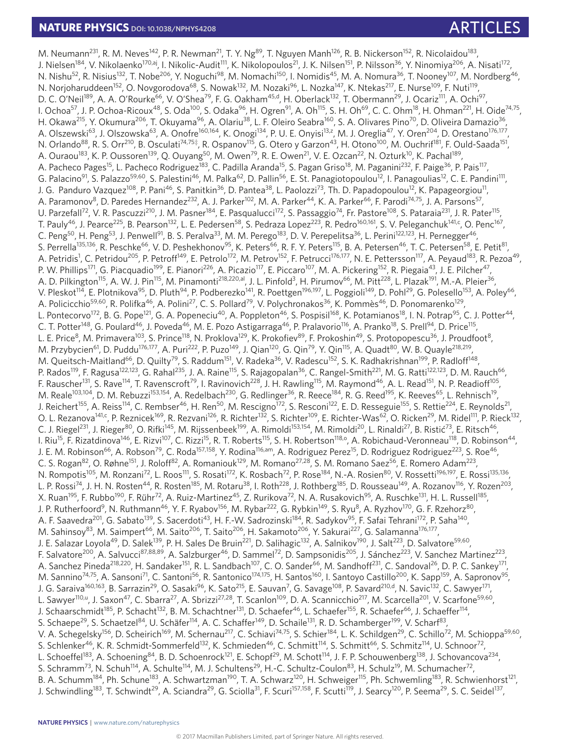M. Neumann[231], R. M. Neves[142], P. R. Newman[21], T. Y. Ng[89], T. Nguyen Manh[126], R. B. Nickerson[152], R. Nicolaidou[183], J. Nielsen[184], V. Nikolaenko[170,aj], I. Nikolic-Audit[111], K. Nikolopoulos[21], J. K. Nilsen[151], P. Nilsson[36], Y. Ninomiya[206], A. Nisati[172], N. Nishu[52], R. Nisius[132], T. Nobe[206], Y. Noguchi[98], M. Nomachi[150], I. Nomidis[45], M. A. Nomura[36], T. Nooney[107], M. Nordberg[46], N. Norjoharuddeen[152], O. Novgorodova[68], S. Nowak[132], M. Nozaki[96], L. Nozka[147], K. Ntekas[217], E. Nurse[109], F. Nuti[119], D. C. O'Neil[189], A. A. O'Rourke[66], V. O'Shea[79], F. G. Oakham[45,d], H. Oberlack[132], T. Obermann[29], J. Ocariz[111], A. Ochi[97], I. Ochoa[57], J. P. Ochoa-Ricoux[48], S. Oda[100], S. Odaka[96], H. Ogren[91], A. Oh[115], S. H. Oh[69], C. C. Ohm[18], H. Ohman[221], H. Oide[74,75], H. Okawa[215], Y. Okumura[206], T. Okuyama[96], A. Olariu[38], L. F. Oleiro Seabra[160], S. A. Olivares Pino[70], D. Oliveira Damazio[36], A. Olszewski[63], J. Olszowska[63], A. Onofre[160,164], K. Onogi[134], P. U. E. Onyisi[13,z], M. J. Oreglia[47], Y. Oren[204], D. Orestano[176,177], N. Orlando[88], R. S. Orr[210], B. Osculati[74,75‡], R. Ospanov[115], G. Otero y Garzon[43], H. Otono[100], M. Ouchrif[181], F. Ould-Saada[151], A. Ouraou[183], K. P. Oussoren[139], Q. Ouyang[50], M. Owen[79], R. E. Owen[21], V. E. Ozcan[22], N. Ozturk[10], K. Pachal[189], A. Pacheco Pages[15], L. Pacheco Rodriguez[183], C. Padilla Aranda[15], S. Pagan Griso[18], M. Paganini[232], F. Paige[36], P. Pais[117], G. Palacino[91], S. Palazzo[59,60], S. Palestini[46], M. Palka[62], D. Pallin[56], E. St. Panagiotopoulou[12], I. Panagoulias[12], C. E. Pandini[111], J. G. Panduro Vazquez[108], P. Pani[46], S. Panitkin[36], D. Pantea[38], L. Paolozzi[73], Th. D. Papadopoulou[12], K. Papageorgiou[11], A. Paramonov[8], D. Paredes Hernandez[232], A. J. Parker[102], M. A. Parker[44], K. A. Parker[66], F. Parodi[74,75], J. A. Parsons[57], U. Parzefall[72], V. R. Pascuzzi[210], J. M. Pasner[184], E. Pasqualucci[172], S. Passaggio[74], Fr. Pastore[108], S. Pataraia[231], J. R. Pater[115], T. Pauly[46], J. Pearce[225], B. Pearson[132], L. E. Pedersen[58], S. Pedraza Lopez[223], R. Pedro[160,161], S. V. Peleganchuk[141,c], O. Penc[167], C. Peng[50], H. Peng[53], J. Penwell[91], B. S. Peralva[33], M. M. Perego[183], D. V. Perepelitsa[36], L. Perini[122,123], H. Pernegger[46], S. Perrella[135,136], R. Peschke[66], V. D. Peshekhonov[95], K. Peters[66], R. F. Y. Peters[115], B. A. Petersen[46], T. C. Petersen[58], E. Petit[81], A. Petridis[1], C. Petridou[205], P. Petroff[149], E. Petrolo[172], M. Petrov[152], F. Petrucci[176,177], N. E. Pettersson[117], A. Peyaud[183], R. Pezoa[49], P. W. Phillips[171], G. Piacquadio[199], E. Pianori[226], A. Picazio[117], E. Piccaro[107], M. A. Pickering[152], R. Piegaia[43], J. E. Pilcher[47], A. D. Pilkington[115], A. W. J. Pin[115], M. Pinamonti[218,220,al], J. L. Pinfold[3], H. Pirumov[66], M. Pitt[228], L. Plazak[191], M.-A. Pleier[36], V. Pleskot[114], E. Plotnikova[95], D. Pluth[94], P. Podberezko[141], R. Poettgen[196,197], L. Poggioli[149], D. Pohl[29], G. Polesello[153], A. Poley[66], A. Policicchio[59,60], R. Polifka[46], A. Polini[27], C. S. Pollard[79], V. Polychronakos[36], K. Pommès[46], D. Ponomarenko[129], L. Pontecorvo[172], B. G. Pope[121], G. A. Popeneciu[40], A. Poppleton[46], S. Pospisil[168], K. Potamianos[18], I. N. Potrap[95], C. J. Potter[44], C. T. Potter[148], G. Poulard[46], J. Poveda[46], M. E. Pozo Astigarraga[46], P. Pralavorio[116], A. Pranko[18], S. Prell[94], D. Price[115], L. E. Price[8], M. Primavera[103], S. Prince[118], N. Proklova[129], K. Prokofiev[89], F. Prokoshin[49], S. Protopopescu[36], J. Proudfoot[8], M. Przybycien[61], D. Puddu[176,177], A. Puri[222], P. Puzo[149], J. Qian[120], G. Qin[79], Y. Qin[115], A. Quadt[80], W. B. Quayle[218,219], M. Queitsch-Maitland[66], D. Quilty[79], S. Raddum[151], V. Radeka[36], V. Radescu[152], S. K. Radhakrishnan[199], P. Radloff[148], P. Rados[119], F. Ragusa[122,123], G. Rahal[235], J. A. Raine[115], S. Rajagopalan[36], C. Rangel-Smith[221], M. G. Ratti[122,123], D. M. Rauch[66], F. Rauscher[131], S. Rave[114], T. Ravenscroft[79], I. Ravinovich[228], J. H. Rawling[115], M. Raymond[46], A. L. Read[151], N. P. Readioff[105], M. Reale[103,104], D. M. Rebuzzi[153,154], A. Redelbach[230], G. Redlinger[36], R. Reece[184], R. G. Reed[195], K. Reeves[65], L. Rehnisch[19], J. Reichert[155], A. Reiss[114], C. Rembser[46], H. Ren[50], M. Rescigno[172], S. Resconi[122], E. D. Resseguie[155], S. Rettie[224], E. Reynolds[21], O. L. Rezanova[141,c], P. Reznicek[169], R. Rezvani[126], R. Richter[132], S. Richter[109], E. Richter-Was[62], O. Ricken[29], M. Ridel[111], P. Rieck[132], C. J. Riegel[231], J. Rieger[80], O. Rifki[145], M. Rijssenbeek[199], A. Rimoldi[153,154], M. Rimoldi[20], L. Rinaldi[27], B. Ristić[73], E. Ritsch[46], I. Riu[15], F. Rizatdinova[146], E. Rizvi[107], C. Rizzi[15], R. T. Roberts[115], S. H. Robertson[118,o], A. Robichaud-Veronneau[118], D. Robinson[44], J. E. M. Robinson[66], A. Robson[79], C. Roda[157,158], Y. Rodina[116,am], A. Rodriguez Perez[15], D. Rodriguez Rodriguez[223], S. Roe[46], C. S. Rogan[82], O. Røhne[151], J. Roloff[82], A. Romaniouk[129], M. Romano[27,28], S. M. Romano Saez[56], E. Romero Adam[223], N. Rompotis[105], M. Ronzani[72], L. Roos[111], S. Rosati[172], K. Rosbach[72], P. Rose[184], N.-A. Rosien[80], V. Rossetti[196,197], E. Rossi[135,136], L. P. Rossi[74], J. H. N. Rosten[44], R. Rosten[185], M. Rotaru[38], I. Roth[228], J. Rothberg[185], D. Rousseau[149], A. Rozanov[116], Y. Rozen[203], X. Ruan[195], F. Rubbo[190], F. Rühr[72], A. Ruiz-Martinez[45], Z. Rurikova[72], N. A. Rusakovich[95], A. Ruschke[131], H. L. Russell[185], J. P. Rutherfoord[9], N. Ruthmann[46], Y. F. Ryabov[156], M. Rybar[222], G. Rybkin[149], S. Ryu[8], A. Ryzhov[170], G. F. Rzehorz[80], A. F. Saavedra[201], G. Sabato[139], S. Sacerdoti[43], H. F.-W. Sadrozinski[184], R. Sadykov[95], F. Safai Tehrani[172], P. Saha[140], M. Sahinsoy[83], M. Saimpert[66], M. Saito[206], T. Saito[206], H. Sakamoto[206], Y. Sakurai[227], G. Salamanna[176,177], J. E. Salazar Loyola[49], D. Salek[139], P. H. Sales De Bruin[221], D. Salihagic[132], A. Salnikov[190], J. Salt[223], D. Salvatore[59,60], F. Salvatore[200], A. Salvucci[87,88,89], A. Salzburger[46], D. Sammel[72], D. Sampsonidis[205], J. Sánchez[223], V. Sanchez Martinez[223], A. Sanchez Pineda[218,220], H. Sandaker[151], R. L. Sandbach[107], C. O. Sander[66], M. Sandhoff[231], C. Sandoval[26], D. P. C. Sankey[171], M. Sannino[74,75], A. Sansoni[71], C. Santoni[56], R. Santonico[174,175], H. Santos[160], I. Santoyo Castillo[200], K. Sapp[159], A. Sapronov[95], J. G. Saraiva[160,163], B. Sarrazin[29], O. Sasaki[96], K. Sato[215], E. Sauvan[7], G. Savage[108], P. Savard[210,d], N. Savic[132], C. Sawyer[171], L. Sawyer[110,u], J. Saxon[47], C. Sbarra[27], A. Sbrizzi[27,28], T. Scanlon[109], D. A. Scannicchio[217], M. Scarcella[201], V. Scarfone[59,60], J. Schaarschmidt[185], P. Schacht[132], B. M. Schachtner[131], D. Schaefer[46], L. Schaefer[155], R. Schaefer[66], J. Schaeffer[114], S. Schaepe[29], S. Schaetzel[84], U. Schäfer[114], A. C. Schaffer[149], D. Schaile[131], R. D. Schamberger[199], V. Scharf[83], V. A. Schegelsky[156], D. Scheirich[169], M. Schernau[217], C. Schiavi[74,75], S. Schier[184], L. K. Schildgen[29], C. Schillo[72], M. Schioppa[59,60], S. Schlenker[46], K. R. Schmidt-Sommerfeld[132], K. Schmieden[46], C. Schmitt[114], S. Schmitt[66], S. Schmitz[114], U. Schnoor[72], L. Schoeffel[183], A. Schoening[84], B. D. Schoenrock[121], E. Schopf[29], M. Schott[114], J. F. P. Schouwenberg[138], J. Schovancova[234], S. Schramm[73], N. Schuh[114], A. Schulte[114], M. J. Schultens[29], H.-C. Schultz-Coulon[83], H. Schulz[19], M. Schumacher[72], B. A. Schumm[184], Ph. Schune[183], A. Schwartzman[190], T. A. Schwarz[120], H. Schweiger[115], Ph. Schwemling[183], R. Schwienhorst[121], J. Schwindling[183], T. Schwindt[29], A. Sciandra[29], G. Sciolla[31], F. Scuri[157,158], F. Scutti[119], J. Searcy[120], P. Seema[29], S. C. Seidel[137],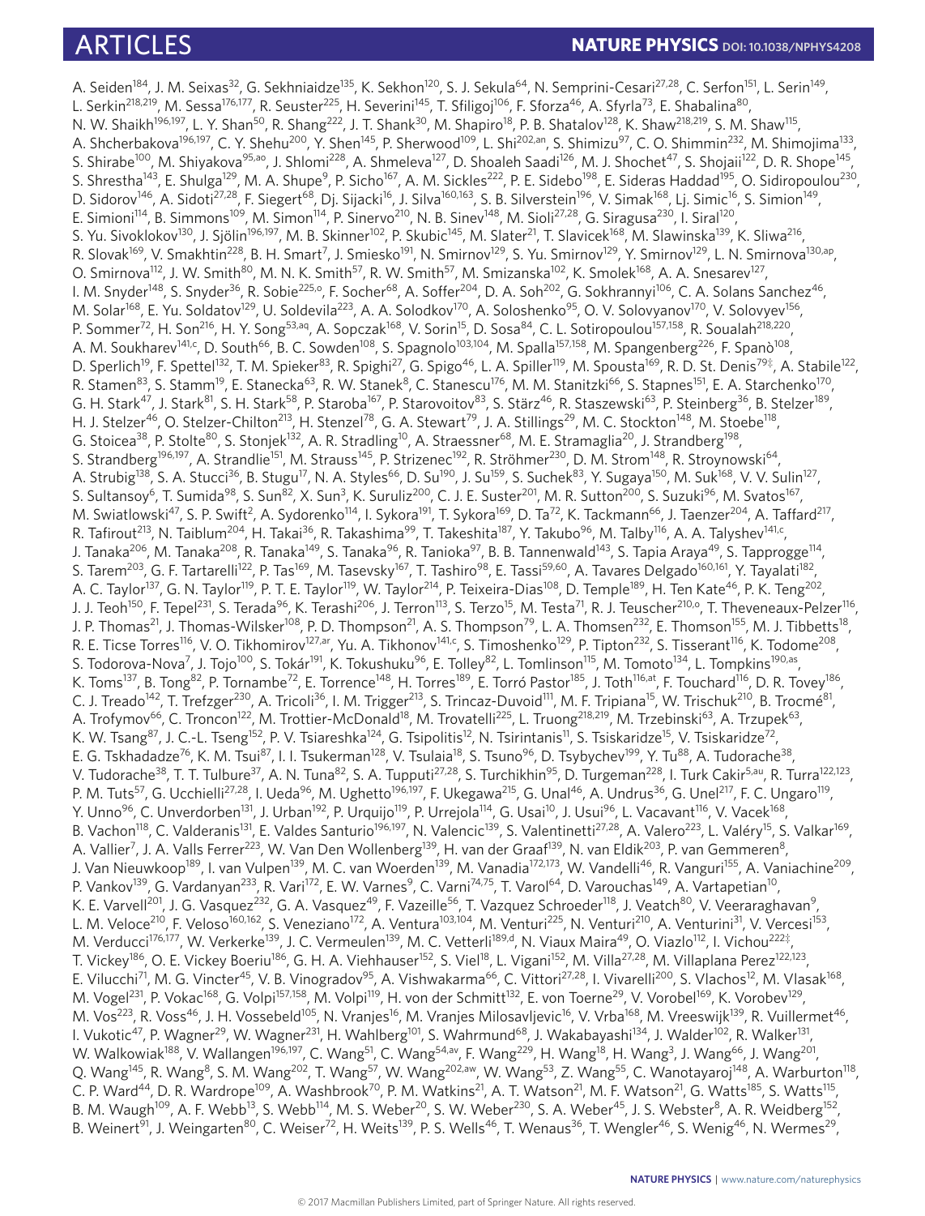A. Seiden[184], J. M. Seixas[32], G. Sekhniaidze[135], K. Sekhon[120], S. J. Sekula[64], N. Semprini-Cesari[27,28], C. Serfon[151], L. Serin[149], L. Serkin[218,219], M. Sessa[176,177], R. Seuster[225], H. Severini[145], T. Sfiligoj[106], F. Sforza[46], A. Sfyrla[73], E. Shabalina[80], N. W. Shaikh[196,197], L. Y. Shan[50], R. Shang[222], J. T. Shank[30], M. Shapiro[18], P. B. Shatalov[128], K. Shaw[218,219], S. M. Shaw[115], A. Shcherbakova[196,197], C. Y. Shehu[200], Y. Shen[145], P. Sherwood[109], L. Shi[202,an], S. Shimizu[97], C. O. Shimmin[232], M. Shimojima[133], S. Shirabe[100], M. Shiyakova[95,ao], J. Shlomi[228], A. Shmeleva[127], D. Shoaleh Saadi[126], M. J. Shochet[47], S. Shojaii[122], D. R. Shope[145], S. Shrestha[143], E. Shulga[129], M. A. Shupe[9], P. Sicho[167], A. M. Sickles[222], P. E. Sidebo[198], E. Sideras Haddad[195], O. Sidiropoulou[230], D. Sidorov[146], A. Sidoti[27,28], F. Siegert[68], Dj. Sijacki[16], J. Silva[160,163], S. B. Silverstein[196], V. Simak[168], Lj. Simic[16], S. Simion[149], E. Simioni[114], B. Simmons[109], M. Simon[114], P. Sinervo[210], N. B. Sinev[148], M. Sioli[27,28], G. Siragusa[230], I. Siral[120], S. Yu. Sivoklokov[130], J. Sjölin[196,197], M. B. Skinner[102], P. Skubic[145], M. Slater[21], T. Slavicek[168], M. Slawinska[139], K. Sliwa[216], R. Slovak[169], V. Smakhtin[228], B. H. Smart[7], J. Smiesko[191], N. Smirnov[129], S. Yu. Smirnov[129], Y. Smirnov[129], L. N. Smirnova[130,ap], O. Smirnova[112], J. W. Smith[80], M. N. K. Smith[57], R. W. Smith[57], M. Smizanska[102], K. Smolek[168], A. A. Snesarev[127], I. M. Snyder[148], S. Snyder[36], R. Sobie[225,o], F. Socher[68], A. Soffer[204], D. A. Soh[202], G. Sokhrannyi[106], C. A. Solans Sanchez[46], M. Solar[168], E. Yu. Soldatov[129], U. Soldevila[223], A. A. Solodkov[170], A. Soloshenko[95], O. V. Solovyanov[170], V. Solovyev[156], P. Sommer[72], H. Son[216], H. Y. Song[53,aq], A. Sopczak[168], V. Sorin[15], D. Sosa[84], C. L. Sotiropoulou[157,158], R. Soualah[218,220], A. M. Soukharev[141,c], D. South[66], B. C. Sowden[108], S. Spagnolo[103,104], M. Spalla[157,158], M. Spangenberg[226], F. Spanò[108], D. Sperlich[19], F. Spettel[132], T. M. Spieker[83], R. Spighi[27], G. Spigo[46], L. A. Spiller[119], M. Spousta[169], R. D. St. Denis[79‡], A. Stabile[122], R. Stamen[83], S. Stamm[19], E. Stanecka[63], R. W. Stanek[8], C. Stanescu[176], M. M. Stanitzki[66], S. Stapnes[151], E. A. Starchenko[170], G. H. Stark[47], J. Stark[81], S. H. Stark[58], P. Staroba[167], P. Starovoitov[83], S. Stärz[46], R. Staszewski[63], P. Steinberg[36], B. Stelzer[189], H. J. Stelzer[46], O. Stelzer-Chilton[213], H. Stenzel[78], G. A. Stewart[79], J. A. Stillings[29], M. C. Stockton[148], M. Stoebe[118], G. Stoicea[38], P. Stolte[80], S. Stonjek[132], A. R. Stradling[10], A. Straessner[68], M. E. Stramaglia[20], J. Strandberg[198], S. Strandberg[196,197], A. Strandlie[151], M. Strauss[145], P. Strizenec[192], R. Ströhmer[230], D. M. Strom[148], R. Stroynowski[64], A. Strubig[138], S. A. Stucci[36], B. Stugu[17], N. A. Styles[66], D. Su[190], J. Su[159], S. Suchek[83], Y. Sugaya[150], M. Suk[168], V. V. Sulin[127], S. Sultansoy[6], T. Sumida[98], S. Sun[82], X. Sun[3], K. Suruliz[200], C. J. E. Suster[201], M. R. Sutton[200], S. Suzuki[96], M. Svatos[167], M. Swiatlowski[47], S. P. Swift[2], A. Sydorenko[114], I. Sykora[191], T. Sykora[169], D. Ta[72], K. Tackmann[66], J. Taenzer[204], A. Taffard[217], R. Tafirout[213], N. Taiblum[204], H. Takai[36], R. Takashima[99], T. Takeshita[187], Y. Takubo[96], M. Talby[116], A. A. Talyshev[141,c], J. Tanaka[206], M. Tanaka[208], R. Tanaka[149], S. Tanaka[96], R. Tanioka[97], B. B. Tannenwald[143], S. Tapia Araya[49], S. Tapprogge[114], S. Tarem[203], G. F. Tartarelli[122], P. Tas[169], M. Tasevsky[167], T. Tashiro[98], E. Tassi[59,60], A. Tavares Delgado[160,161], Y. Tayalati[182], A. C. Taylor[137], G. N. Taylor[119], P. T. E. Taylor[119], W. Taylor[214], P. Teixeira-Dias[108], D. Temple[189], H. Ten Kate[46], P. K. Teng[202], J. J. Teoh[150], F. Tepel[231], S. Terada[96], K. Terashi[206], J. Terron[113], S. Terzo[15], M. Testa[71], R. J. Teuscher[210,o], T. Theveneaux-Pelzer[116], J. P. Thomas[21], J. Thomas-Wilsker[108], P. D. Thompson[21], A. S. Thompson[79], L. A. Thomsen[232], E. Thomson[155], M. J. Tibbetts[18], R. E. Ticse Torres[116], V. O. Tikhomirov[127,ar], Yu. A. Tikhonov[141,c], S. Timoshenko[129], P. Tipton[232], S. Tisserant[116], K. Todome[208], S. Todorova-Nova[7], J. Tojo[100], S. Tokár[191], K. Tokushuku[96], E. Tolley[82], L. Tomlinson[115], M. Tomoto[134], L. Tompkins[190,as], K. Toms[137], B. Tong[82], P. Tornambe[72], E. Torrence[148], H. Torres[189], E. Torró Pastor[185], J. Toth[116,at], F. Touchard[116], D. R. Tovey[186], C. J. Treado[142], T. Trefzger[230], A. Tricoli[36], I. M. Trigger[213], S. Trincaz-Duvoid[111], M. F. Tripiana[15], W. Trischuk[210], B. Trocmé[81], A. Trofymov[66], C. Troncon[122], M. Trottier-McDonald[18], M. Trovatelli[225], L. Truong[218,219], M. Trzebinski[63], A. Trzupek[63], K. W. Tsang[87], J. C.-L. Tseng[152], P. V. Tsiareshka[124], G. Tsipolitis[12], N. Tsirintanis[11], S. Tsiskaridze[15], V. Tsiskaridze[72], E. G. Tskhadadze[76], K. M. Tsui[87], I. I. Tsukerman[128], V. Tsulaia[18], S. Tsuno[96], D. Tsybychev[199], Y. Tu[88], A. Tudorache[38], V. Tudorache[38], T. T. Tulbure[37], A. N. Tuna[82], S. A. Tupputi[27,28], S. Turchikhin[95], D. Turgeman[228], I. Turk Cakir[5,au], R. Turra[122,123], P. M. Tuts[57], G. Ucchielli[27,28], I. Ueda[96], M. Ughetto[196,197], F. Ukegawa[215], G. Unal[46], A. Undrus[36], G. Unel[217], F. C. Ungaro[119], Y. Unno[96], C. Unverdorben[131], J. Urban[192], P. Urquijo[119], P. Urrejola[114], G. Usai[10], J. Usui[96], L. Vacavant[116], V. Vacek[168], B. Vachon[118], C. Valderanis[131], E. Valdes Santurio[196,197], N. Valencic[139], S. Valentinetti[27,28], A. Valero[223], L. Valéry[15], S. Valkar[169], A. Vallier[7], J. A. Valls Ferrer[223], W. Van Den Wollenberg[139], H. van der Graaf[139], N. van Eldik[203], P. van Gemmeren[8], J. Van Nieuwkoop[189], I. van Vulpen[139], M. C. van Woerden[139], M. Vanadia[172,173], W. Vandelli[46], R. Vanguri[155], A. Vaniachine[209], P. Vankov[139], G. Vardanyan[233], R. Vari[172], E. W. Varnes[9], C. Varni[74,75], T. Varol[64], D. Varouchas[149], A. Vartapetian[10], K. E. Varvell[201], J. G. Vasquez[232], G. A. Vasquez[49], F. Vazeille[56], T. Vazquez Schroeder[118], J. Veatch[80], V. Veeraraghavan[9], L. M. Veloce[210], F. Veloso[160,162], S. Veneziano[172], A. Ventura[103,104], M. Venturi[225], N. Venturi[210], A. Venturini[31], V. Vercesi[153], M. Verducci[176,177], W. Verkerke[139], J. C. Vermeulen[139], M. C. Vetterli[189,d], N. Viaux Maira[49], O. Viazlo[112], I. Vichou[222‡], T. Vickey[186], O. E. Vickey Boeriu[186], G. H. A. Viehhauser[152], S. Viel[18], L. Vigani[152], M. Villa[27,28], M. Villaplana Perez[122,123], E. Vilucchi[71], M. G. Vincter[45], V. B. Vinogradov[95], A. Vishwakarma[66], C. Vittori[27,28], I. Vivarelli[200], S. Vlachos[12], M. Vlasak[168], M. Vogel[231], P. Vokac[168], G. Volpi[157,158], M. Volpi[119], H. von der Schmitt[132], E. von Toerne[29], V. Vorobel[169], K. Vorobev[129], M. Vos[223], R. Voss[46], J. H. Vossebeld[105], N. Vranjes[16], M. Vranjes Milosavljevic[16], V. Vrba[168], M. Vreeswijk[139], R. Vuillermet[46], I. Vukotic[47], P. Wagner[29], W. Wagner[231], H. Wahlberg[101], S. Wahrmund[68], J. Wakabayashi[134], J. Walder[102], R. Walker[131], W. Walkowiak[188], V. Wallangen[196,197], C. Wang[51], C. Wang[54,av], F. Wang[229], H. Wang[18], H. Wang[3], J. Wang[66], J. Wang[201], Q. Wang[145], R. Wang[8], S. M. Wang[202], T. Wang[57], W. Wang[202,aw], W. Wang[53], Z. Wang[55], C. Wanotayaroj[148], A. Warburton[118], C. P. Ward[44], D. R. Wardrope[109], A. Washbrook[70], P. M. Watkins[21], A. T. Watson[21], M. F. Watson[21], G. Watts[185], S. Watts[115], B. M. Waugh[109], A. F. Webb[13], S. Webb[114], M. S. Weber[20], S. W. Weber[230], S. A. Weber[45], J. S. Webster[8], A. R. Weidberg[152], B. Weinert[91], J. Weingarten[80], C. Weiser[72], H. Weits[139], P. S. Wells[46], T. Wenaus[36], T. Wengler[46], S. Wenig[46], N. Wermes[29],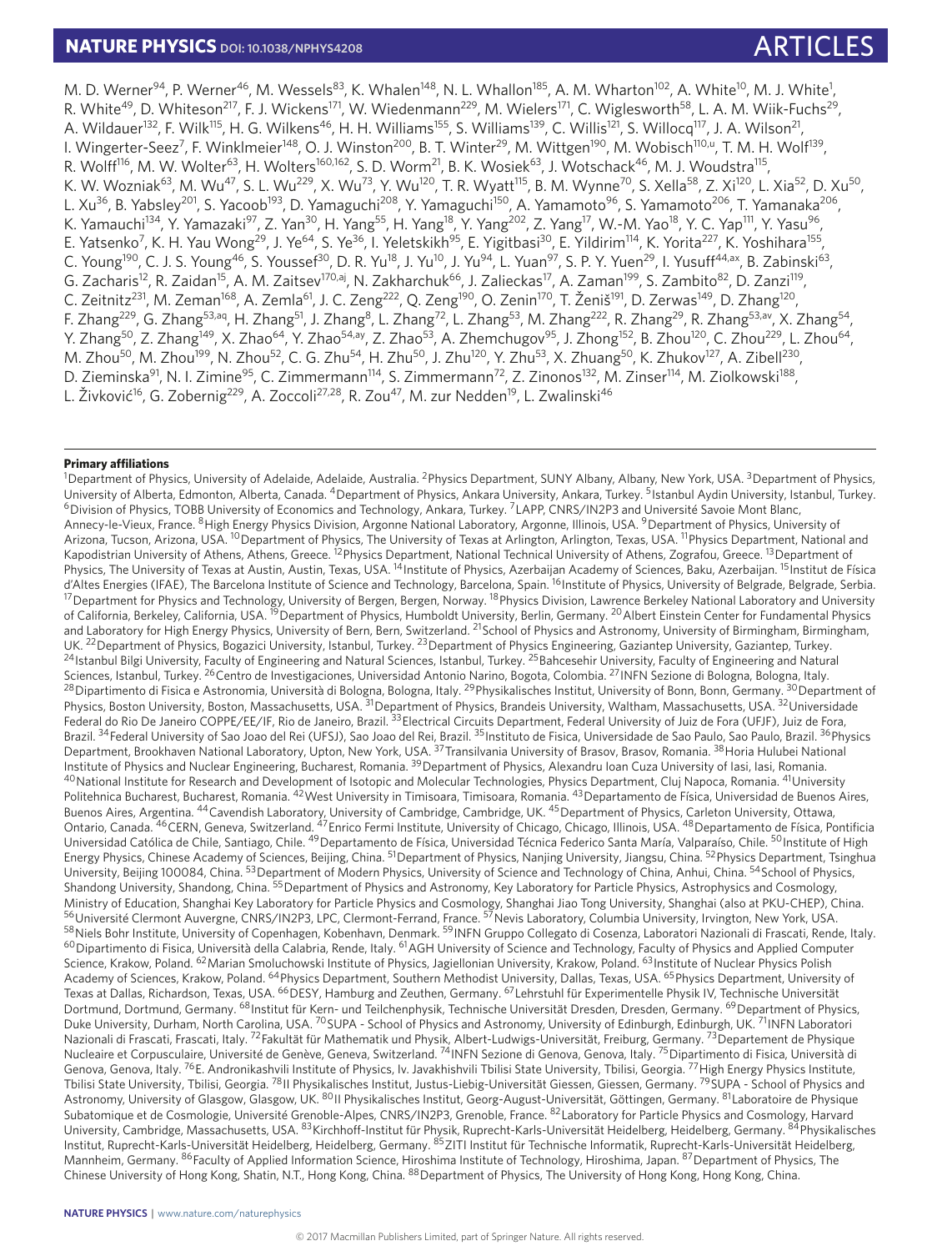M. D. Werner[94], P. Werner[46], M. Wessels[83], K. Whalen[148], N. L. Whallon[185], A. M. Wharton[102], A. White[10], M. J. White[1], R. White[49], D. Whiteson[217], F. J. Wickens[171], W. Wiedenmann[229], M. Wielers[171], C. Wiglesworth[58], L. A. M. Wiik-Fuchs[29], A. Wildauer[132], F. Wilk[115], H. G. Wilkens[46], H. H. Williams[155], S. Williams[139], C. Willis[121], S. Willocq[117], J. A. Wilson[21], I. Wingerter-Seez[7], F. Winklmeier[148], O. J. Winston[200], B. T. Winter[29], M. Wittgen[190], M. Wobisch[110,u], T. M. H. Wolf[139], R. Wolff[116], M. W. Wolter[63], H. Wolters[160,162], S. D. Worm[21], B. K. Wosiek[63], J. Wotschack[46], M. J. Woudstra[115], K. W. Wozniak[63], M. Wu[47], S. L. Wu[229], X. Wu[73], Y. Wu[120], T. R. Wyatt[115], B. M. Wynne[70], S. Xella[58], Z. Xi[120], L. Xia[52], D. Xu[50], L. Xu[36], B. Yabsley[201], S. Yacoob[193], D. Yamaguchi[208], Y. Yamaguchi[150], A. Yamamoto[96], S. Yamamoto[206], T. Yamanaka[206], K. Yamauchi[134], Y. Yamazaki[97], Z. Yan[30], H. Yang[55], H. Yang[18], Y. Yang[202], Z. Yang[17], W.-M. Yao[18], Y. C. Yap[111], Y. Yasu[96], E. Yatsenko[7], K. H. Yau Wong[29], J. Ye[64], S. Ye[36], I. Yeletskikh[95], E. Yigitbasi[30], E. Yildirim[114], K. Yorita[227], K. Yoshihara[155], C. Young[190], C. J. S. Young[46], S. Youssef[30], D. R. Yu[18], J. Yu[10], J. Yu[94], L. Yuan[97], S. P. Y. Yuen[29], I. Yusuff[44,ax], B. Zabinski[63], G. Zacharis[12], R. Zaidan[15], A. M. Zaitsev[170,aj], N. Zakharchuk[66], J. Zalieckas[17], A. Zaman[199], S. Zambito[82], D. Zanzi[119], C. Zeitnitz[231], M. Zeman[168], A. Zemla[61], J. C. Zeng[222], Q. Zeng[190], O. Zenin[170], T. Ženiš[191], D. Zerwas[149], D. Zhang[120], F. Zhang[229], G. Zhang[53,aq], H. Zhang[51], J. Zhang[8], L. Zhang[72], L. Zhang[53], M. Zhang[222], R. Zhang[29], R. Zhang[53,av], X. Zhang[54], Y. Zhang[50], Z. Zhang[149], X. Zhao[64], Y. Zhao[54,ay], Z. Zhao[53], A. Zhemchugov[95], J. Zhong[152], B. Zhou[120], C. Zhou[229], L. Zhou[64], M. Zhou[50], M. Zhou[199], N. Zhou[52], C. G. Zhu[54], H. Zhu[50], J. Zhu[120], Y. Zhu[53], X. Zhuang[50], K. Zhukov[127], A. Zibell[230], D. Zieminska[91], N. I. Zimine[95], C. Zimmermann[114], S. Zimmermann[72], Z. Zinonos[132], M. Zinser[114], M. Ziolkowski[188], L. Živković[16], G. Zobernig[229], A. Zoccoli[27,28], R. Zou[47], M. zur Nedden[19], L. Zwalinski[46]

---

**Primary affiliations**

[1]Department of Physics, University of Adelaide, Adelaide, Australia. [2]Physics Department, SUNY Albany, Albany, New York, USA. [3]Department of Physics, University of Alberta, Edmonton, Alberta, Canada. [4]Department of Physics, Ankara University, Ankara, Turkey. [5]Istanbul Aydin University, Istanbul, Turkey. [6]Division of Physics, TOBB University of Economics and Technology, Ankara, Turkey. [7]LAPP, CNRS/IN2P3 and Université Savoie Mont Blanc, Annecy-le-Vieux, France. [8]High Energy Physics Division, Argonne National Laboratory, Argonne, Illinois, USA. [9]Department of Physics, University of Arizona, Tucson, Arizona, USA. [10]Department of Physics, The University of Texas at Arlington, Arlington, Texas, USA. [11]Physics Department, National and Kapodistrian University of Athens, Athens, Greece. [12]Physics Department, National Technical University of Athens, Zografou, Greece. [13]Department of Physics, The University of Texas at Austin, Austin, Texas, USA. [14]Institute of Physics, Azerbaijan Academy of Sciences, Baku, Azerbaijan. [15]Institut de Física d'Altes Energies (IFAE), The Barcelona Institute of Science and Technology, Barcelona, Spain. [16]Institute of Physics, University of Belgrade, Belgrade, Serbia. [17]Department for Physics and Technology, University of Bergen, Bergen, Norway. [18]Physics Division, Lawrence Berkeley National Laboratory and University of California, Berkeley, California, USA. [19]Department of Physics, Humboldt University, Berlin, Germany. [20]Albert Einstein Center for Fundamental Physics and Laboratory for High Energy Physics, University of Bern, Bern, Switzerland. [21]School of Physics and Astronomy, University of Birmingham, Birmingham, UK. [22]Department of Physics, Bogazici University, Istanbul, Turkey. [23]Department of Physics Engineering, Gaziantep University, Gaziantep, Turkey. [24]Istanbul Bilgi University, Faculty of Engineering and Natural Sciences, Istanbul, Turkey. [25]Bahcesehir University, Faculty of Engineering and Natural Sciences, Istanbul, Turkey. [26]Centro de Investigaciones, Universidad Antonio Narino, Bogota, Colombia. [27]INFN Sezione di Bologna, Bologna, Italy. [28]Dipartimento di Fisica e Astronomia, Università di Bologna, Bologna, Italy. [29]Physikalisches Institut, University of Bonn, Bonn, Germany. [30]Department of Physics, Boston University, Boston, Massachusetts, USA. [31]Department of Physics, Brandeis University, Waltham, Massachusetts, USA. [32]Universidade Federal do Rio De Janeiro COPPE/EE/IF, Rio de Janeiro, Brazil. [33]Electrical Circuits Department, Federal University of Juiz de Fora (UFJF), Juiz de Fora, Brazil. [34]Federal University of Sao Joao del Rei (UFSJ), Sao Joao del Rei, Brazil. [35]Instituto de Fisica, Universidade de Sao Paulo, Sao Paulo, Brazil. [36]Physics Department, Brookhaven National Laboratory, Upton, New York, USA. [37]Transilvania University of Brasov, Brasov, Romania. [38]Horia Hulubei National Institute of Physics and Nuclear Engineering, Bucharest, Romania. [39]Department of Physics, Alexandru Ioan Cuza University of Iasi, Iasi, Romania. [40]National Institute for Research and Development of Isotopic and Molecular Technologies, Physics Department, Cluj Napoca, Romania. [41]University Politehnica Bucharest, Bucharest, Romania. [42]West University in Timisoara, Timisoara, Romania. [43]Departamento de Física, Universidad de Buenos Aires, Buenos Aires, Argentina. [44]Cavendish Laboratory, University of Cambridge, Cambridge, UK. [45]Department of Physics, Carleton University, Ottawa, Ontario, Canada. [46]CERN, Geneva, Switzerland. [47]Enrico Fermi Institute, University of Chicago, Chicago, Illinois, USA. [48]Departamento de Física, Pontificia Universidad Católica de Chile, Santiago, Chile. [49]Departamento de Física, Universidad Técnica Federico Santa María, Valparaíso, Chile. [50]Institute of High Energy Physics, Chinese Academy of Sciences, Beijing, China. [51]Department of Physics, Nanjing University, Jiangsu, China. [52]Physics Department, Tsinghua University, Beijing 100084, China. [53]Department of Modern Physics, University of Science and Technology of China, Anhui, China. [54]School of Physics, Shandong University, Shandong, China. [55]Department of Physics and Astronomy, Key Laboratory for Particle Physics, Astrophysics and Cosmology, Ministry of Education, Shanghai Key Laboratory for Particle Physics and Cosmology, Shanghai Jiao Tong University, Shanghai (also at PKU-CHEP), China. [56]Université Clermont Auvergne, CNRS/IN2P3, LPC, Clermont-Ferrand, France. [57]Nevis Laboratory, Columbia University, Irvington, New York, USA. [58]Niels Bohr Institute, University of Copenhagen, Kobenhavn, Denmark. [59]INFN Gruppo Collegato di Cosenza, Laboratori Nazionali di Frascati, Rende, Italy. [60]Dipartimento di Fisica, Università della Calabria, Rende, Italy. [61]AGH University of Science and Technology, Faculty of Physics and Applied Computer Science, Krakow, Poland. [62]Marian Smoluchowski Institute of Physics, Jagiellonian University, Krakow, Poland. [63]Institute of Nuclear Physics Polish Academy of Sciences, Krakow, Poland. [64]Physics Department, Southern Methodist University, Dallas, Texas, USA. [65]Physics Department, University of Texas at Dallas, Richardson, Texas, USA. [66]DESY, Hamburg and Zeuthen, Germany. [67]Lehrstuhl für Experimentelle Physik IV, Technische Universität Dortmund, Dortmund, Germany. [68]Institut für Kern- und Teilchenphysik, Technische Universität Dresden, Dresden, Germany. [69]Department of Physics, Duke University, Durham, North Carolina, USA. [70]SUPA - School of Physics and Astronomy, University of Edinburgh, Edinburgh, UK. [71]INFN Laboratori Nazionali di Frascati, Frascati, Italy. [72]Fakultät für Mathematik und Physik, Albert-Ludwigs-Universität, Freiburg, Germany. [73]Departement de Physique Nucleaire et Corpusculaire, Université de Genève, Geneva, Switzerland. [74]INFN Sezione di Genova, Genova, Italy. [75]Dipartimento di Fisica, Università di Genova, Genova, Italy. [76]E. Andronikashvili Institute of Physics, Iv. Javakhishvili Tbilisi State University, Tbilisi, Georgia. [77]High Energy Physics Institute, Tbilisi State University, Tbilisi, Georgia. [78]II Physikalisches Institut, Justus-Liebig-Universität Giessen, Giessen, Germany. [79]SUPA - School of Physics and Astronomy, University of Glasgow, Glasgow, UK. [80]II Physikalisches Institut, Georg-August-Universität, Göttingen, Germany. [81]Laboratoire de Physique Subatomique et de Cosmologie, Université Grenoble-Alpes, CNRS/IN2P3, Grenoble, France. [82]Laboratory for Particle Physics and Cosmology, Harvard University, Cambridge, Massachusetts, USA. [83]Kirchhoff-Institut für Physik, Ruprecht-Karls-Universität Heidelberg, Heidelberg, Germany. [84]Physikalisches Institut, Ruprecht-Karls-Universität Heidelberg, Heidelberg, Germany. [85]ZITI Institut für Technische Informatik, Ruprecht-Karls-Universität Heidelberg, Mannheim, Germany. [86]Faculty of Applied Information Science, Hiroshima Institute of Technology, Hiroshima, Japan. [87]Department of Physics, The Chinese University of Hong Kong, Shatin, N.T., Hong Kong, China. [88]Department of Physics, The University of Hong Kong, Hong Kong, China.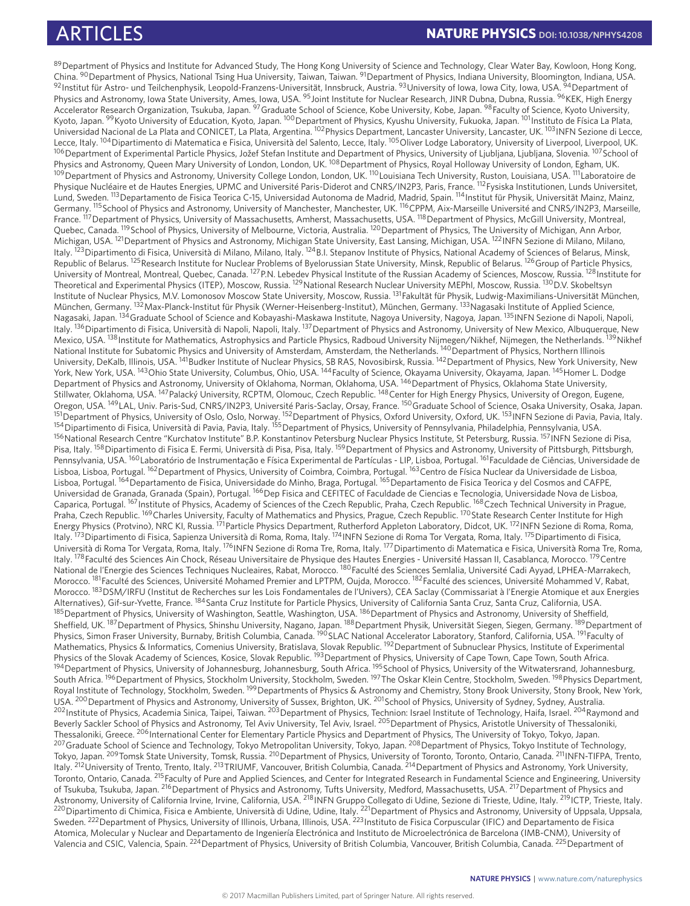[89]Department of Physics and Institute for Advanced Study, The Hong Kong University of Science and Technology, Clear Water Bay, Kowloon, Hong Kong, China. [90]Department of Physics, National Tsing Hua University, Taiwan, Taiwan. [91]Department of Physics, Indiana University, Bloomington, Indiana, USA. [92]Institut für Astro- und Teilchenphysik, Leopold-Franzens-Universität, Innsbruck, Austria. [93]University of Iowa, Iowa City, Iowa, USA. [94]Department of Physics and Astronomy, Iowa State University, Ames, Iowa, USA. [95]Joint Institute for Nuclear Research, JINR Dubna, Dubna, Russia. [96]KEK, High Energy Accelerator Research Organization, Tsukuba, Japan. [97]Graduate School of Science, Kobe University, Kobe, Japan. [98]Faculty of Science, Kyoto University, Kyoto, Japan. [99]Kyoto University of Education, Kyoto, Japan. [100]Department of Physics, Kyushu University, Fukuoka, Japan. [101]Instituto de Física La Plata, Universidad Nacional de La Plata and CONICET, La Plata, Argentina. [102]Physics Department, Lancaster University, Lancaster, UK. [103]INFN Sezione di Lecce, Lecce, Italy. [104]Dipartimento di Matematica e Fisica, Università del Salento, Lecce, Italy. [105]Oliver Lodge Laboratory, University of Liverpool, Liverpool, UK. [106]Department of Experimental Particle Physics, Jožef Stefan Institute and Department of Physics, University of Ljubljana, Ljubljana, Slovenia. [107]School of Physics and Astronomy, Queen Mary University of London, London, UK. [108]Department of Physics, Royal Holloway University of London, Egham, UK. [109]Department of Physics and Astronomy, University College London, London, UK. [110]Louisiana Tech University, Ruston, Louisiana, USA. [111]Laboratoire de Physique Nucléaire et de Hautes Energies, UPMC and Université Paris-Diderot and CNRS/IN2P3, Paris, France. [112]Fysiska Institutionen, Lunds Universitet, Lund, Sweden. [113]Departamento de Fisica Teorica C-15, Universidad Autonoma de Madrid, Madrid, Spain. [114]Institut für Physik, Universität Mainz, Mainz, Germany. [115]School of Physics and Astronomy, University of Manchester, Manchester, UK. [116]CPPM, Aix-Marseille Université and CNRS/IN2P3, Marseille, France. [117]Department of Physics, University of Massachusetts, Amherst, Massachusetts, USA. [118]Department of Physics, McGill University, Montreal, Quebec, Canada. [119]School of Physics, University of Melbourne, Victoria, Australia. [120]Department of Physics, The University of Michigan, Ann Arbor, Michigan, USA. [121]Department of Physics and Astronomy, Michigan State University, East Lansing, Michigan, USA. [122]INFN Sezione di Milano, Milano, Italy. [123]Dipartimento di Fisica, Università di Milano, Milano, Italy. [124]B.I. Stepanov Institute of Physics, National Academy of Sciences of Belarus, Minsk, Republic of Belarus. [125]Research Institute for Nuclear Problems of Byelorussian State University, Minsk, Republic of Belarus. [126]Group of Particle Physics, University of Montreal, Montreal, Quebec, Canada. [127]P.N. Lebedev Physical Institute of the Russian Academy of Sciences, Moscow, Russia. [128]Institute for Theoretical and Experimental Physics (ITEP), Moscow, Russia. [129]National Research Nuclear University MEPhI, Moscow, Russia. [130]D.V. Skobeltsyn Institute of Nuclear Physics, M.V. Lomonosov Moscow State University, Moscow, Russia. [131]Fakultät für Physik, Ludwig-Maximilians-Universität München, München, Germany. [132]Max-Planck-Institut für Physik (Werner-Heisenberg-Institut), München, Germany. [133]Nagasaki Institute of Applied Science, Nagasaki, Japan. [134]Graduate School of Science and Kobayashi-Maskawa Institute, Nagoya University, Nagoya, Japan. [135]INFN Sezione di Napoli, Napoli, Italy. [136]Dipartimento di Fisica, Università di Napoli, Napoli, Italy. [137]Department of Physics and Astronomy, University of New Mexico, Albuquerque, New Mexico, USA. [138]Institute for Mathematics, Astrophysics and Particle Physics, Radboud University Nijmegen/Nikhef, Nijmegen, the Netherlands. [139]Nikhef National Institute for Subatomic Physics and University of Amsterdam, Amsterdam, the Netherlands. [140]Department of Physics, Northern Illinois University, DeKalb, Illinois, USA. [141]Budker Institute of Nuclear Physics, SB RAS, Novosibirsk, Russia. [142]Department of Physics, New York University, New York, New York, USA. [143]Ohio State University, Columbus, Ohio, USA. [144]Faculty of Science, Okayama University, Okayama, Japan. [145]Homer L. Dodge Department of Physics and Astronomy, University of Oklahoma, Norman, Oklahoma, USA. [146]Department of Physics, Oklahoma State University, Stillwater, Oklahoma, USA. [147]Palacký University, RCPTM, Olomouc, Czech Republic. [148]Center for High Energy Physics, University of Oregon, Eugene, Oregon, USA. [149]LAL, Univ. Paris-Sud, CNRS/IN2P3, Université Paris-Saclay, Orsay, France. [150]Graduate School of Science, Osaka University, Osaka, Japan. [151]Department of Physics, University of Oslo, Oslo, Norway. [152]Department of Physics, Oxford University, Oxford, UK. [153]INFN Sezione di Pavia, Pavia, Italy. [154]Dipartimento di Fisica, Università di Pavia, Pavia, Italy. [155]Department of Physics, University of Pennsylvania, Philadelphia, Pennsylvania, USA. [156]National Research Centre "Kurchatov Institute" B.P. Konstantinov Petersburg Nuclear Physics Institute, St Petersburg, Russia. [157]INFN Sezione di Pisa, Pisa, Italy. [158]Dipartimento di Fisica E. Fermi, Università di Pisa, Pisa, Italy. [159]Department of Physics and Astronomy, University of Pittsburgh, Pittsburgh, Pennsylvania, USA. [160]Laboratório de Instrumentação e Física Experimental de Partículas - LIP, Lisboa, Portugal. [161]Faculdade de Ciências, Universidade de Lisboa, Lisboa, Portugal. [162]Department of Physics, University of Coimbra, Coimbra, Portugal. [163]Centro de Física Nuclear da Universidade de Lisboa, Lisboa, Portugal. [164]Departamento de Fisica, Universidade do Minho, Braga, Portugal. [165]Departamento de Fisica Teorica y del Cosmos and CAFPE, Universidad de Granada, Granada (Spain), Portugal. [166]Dep Fisica and CEFITEC of Faculdade de Ciencias e Tecnologia, Universidade Nova de Lisboa, Caparica, Portugal. [167]Institute of Physics, Academy of Sciences of the Czech Republic, Praha, Czech Republic. [168]Czech Technical University in Prague, Praha, Czech Republic. [169]Charles University, Faculty of Mathematics and Physics, Prague, Czech Republic. [170]State Research Center Institute for High Energy Physics (Protvino), NRC KI, Russia. [171]Particle Physics Department, Rutherford Appleton Laboratory, Didcot, UK. [172]INFN Sezione di Roma, Roma, Italy. [173]Dipartimento di Fisica, Sapienza Università di Roma, Roma, Italy. [174]INFN Sezione di Roma Tor Vergata, Roma, Italy. [175]Dipartimento di Fisica, Università di Roma Tor Vergata, Roma, Italy. [176]INFN Sezione di Roma Tre, Roma, Italy. [177]Dipartimento di Matematica e Fisica, Università Roma Tre, Roma, Italy. [178]Faculté des Sciences Ain Chock, Réseau Universitaire de Physique des Hautes Energies - Université Hassan II, Casablanca, Morocco. [179]Centre National de l'Energie des Sciences Techniques Nucleaires, Rabat, Morocco. [180]Faculté des Sciences Semlalia, Université Cadi Ayyad, LPHEA-Marrakech, Morocco. [181]Faculté des Sciences, Université Mohamed Premier and LPTPM, Oujda, Morocco. [182]Faculté des sciences, Université Mohammed V, Rabat, Morocco. [183]DSM/IRFU (Institut de Recherches sur les Lois Fondamentales de l'Univers), CEA Saclay (Commissariat à l'Energie Atomique et aux Energies Alternatives), Gif-sur-Yvette, France. [184]Santa Cruz Institute for Particle Physics, University of California Santa Cruz, Santa Cruz, California, USA. [185]Department of Physics, University of Washington, Seattle, Washington, USA. [186]Department of Physics and Astronomy, University of Sheffield, Sheffield, UK. [187]Department of Physics, Shinshu University, Nagano, Japan. [188]Department Physik, Universität Siegen, Siegen, Germany. [189]Department of Physics, Simon Fraser University, Burnaby, British Columbia, Canada. [190]SLAC National Accelerator Laboratory, Stanford, California, USA. [191]Faculty of Mathematics, Physics & Informatics, Comenius University, Bratislava, Slovak Republic. [192]Department of Subnuclear Physics, Institute of Experimental Physics of the Slovak Academy of Sciences, Kosice, Slovak Republic. [193]Department of Physics, University of Cape Town, Cape Town, South Africa. [194]Department of Physics, University of Johannesburg, Johannesburg, South Africa. [195]School of Physics, University of the Witwatersrand, Johannesburg, South Africa. [196]Department of Physics, Stockholm University, Stockholm, Sweden. [197]The Oskar Klein Centre, Stockholm, Sweden. [198]Physics Department, Royal Institute of Technology, Stockholm, Sweden. [199]Departments of Physics & Astronomy and Chemistry, Stony Brook University, Stony Brook, New York, USA. [200]Department of Physics and Astronomy, University of Sussex, Brighton, UK. [201]School of Physics, University of Sydney, Sydney, Australia. [202]Institute of Physics, Academia Sinica, Taipei, Taiwan. [203]Department of Physics, Technion: Israel Institute of Technology, Haifa, Israel. [204]Raymond and Beverly Sackler School of Physics and Astronomy, Tel Aviv University, Tel Aviv, Israel. [205]Department of Physics, Aristotle University of Thessaloniki, Thessaloniki, Greece. [206]International Center for Elementary Particle Physics and Department of Physics, The University of Tokyo, Tokyo, Japan. [207]Graduate School of Science and Technology, Tokyo Metropolitan University, Tokyo, Japan. [208]Department of Physics, Tokyo Institute of Technology, Tokyo, Japan. [209]Tomsk State University, Tomsk, Russia. [210]Department of Physics, University of Toronto, Toronto, Ontario, Canada. [211]INFN-TIFPA, Trento, Italy. [212]University of Trento, Trento, Italy. [213]TRIUMF, Vancouver, British Columbia, Canada. [214]Department of Physics and Astronomy, York University, Toronto, Ontario, Canada. [215]Faculty of Pure and Applied Sciences, and Center for Integrated Research in Fundamental Science and Engineering, University of Tsukuba, Tsukuba, Japan. [216]Department of Physics and Astronomy, Tufts University, Medford, Massachusetts, USA. [217]Department of Physics and Astronomy, University of California Irvine, Irvine, California, USA. [218]INFN Gruppo Collegato di Udine, Sezione di Trieste, Udine, Italy. [219]ICTP, Trieste, Italy. [220]Dipartimento di Chimica, Fisica e Ambiente, Università di Udine, Udine, Italy. [221]Department of Physics and Astronomy, University of Uppsala, Uppsala, Sweden. [222]Department of Physics, University of Illinois, Urbana, Illinois, USA. [223]Instituto de Fisica Corpuscular (IFIC) and Departamento de Fisica Atomica, Molecular y Nuclear and Departamento de Ingeniería Electrónica and Instituto de Microelectrónica de Barcelona (IMB-CNM), University of Valencia and CSIC, Valencia, Spain. [224]Department of Physics, University of British Columbia, Vancouver, British Columbia, Canada. [225]Department of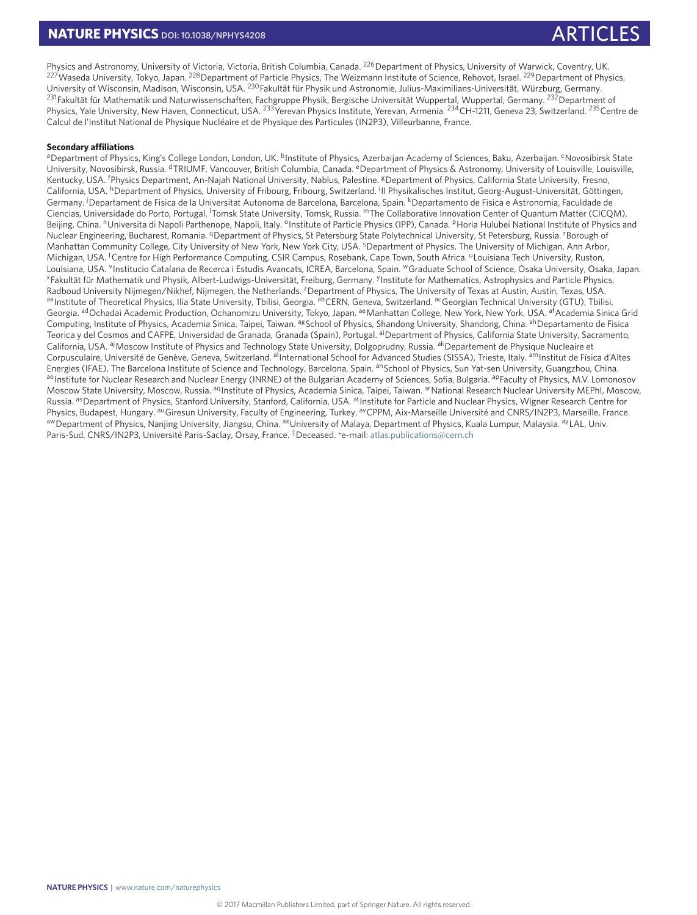Physics and Astronomy, University of Victoria, Victoria, British Columbia, Canada. [226]Department of Physics, University of Warwick, Coventry, UK. [227]Waseda University, Tokyo, Japan. [228]Department of Particle Physics, The Weizmann Institute of Science, Rehovot, Israel. [229]Department of Physics, University of Wisconsin, Madison, Wisconsin, USA. [230]Fakultät für Physik und Astronomie, Julius-Maximilians-Universität, Würzburg, Germany. [231]Fakultät für Mathematik und Naturwissenschaften, Fachgruppe Physik, Bergische Universität Wuppertal, Wuppertal, Germany. [232]Department of Physics, Yale University, New Haven, Connecticut, USA. [233]Yerevan Physics Institute, Yerevan, Armenia. [234]CH-1211, Geneva 23, Switzerland. [235]Centre de Calcul de l'Institut National de Physique Nucléaire et de Physique des Particules (IN2P3), Villeurbanne, France.

**Secondary affiliations**

[a]Department of Physics, King's College London, London, UK. [b]Institute of Physics, Azerbaijan Academy of Sciences, Baku, Azerbaijan. [c]Novosibirsk State University, Novosibirsk, Russia. [d]TRIUMF, Vancouver, British Columbia, Canada. [e]Department of Physics & Astronomy, University of Louisville, Louisville, Kentucky, USA. [f]Physics Department, An-Najah National University, Nablus, Palestine. [g]Department of Physics, California State University, Fresno, California, USA. [h]Department of Physics, University of Fribourg, Fribourg, Switzerland. [i]II Physikalisches Institut, Georg-August-Universität, Göttingen, Germany. [j]Departament de Fisica de la Universitat Autonoma de Barcelona, Barcelona, Spain. [k]Departamento de Fisica e Astronomia, Faculdade de Ciencias, Universidade do Porto, Portugal. [l]Tomsk State University, Tomsk, Russia. [m]The Collaborative Innovation Center of Quantum Matter (CICQM), Beijing, China. [n]Universita di Napoli Parthenope, Napoli, Italy. [o]Institute of Particle Physics (IPP), Canada. [p]Horia Hulubei National Institute of Physics and Nuclear Engineering, Bucharest, Romania. [q]Department of Physics, St Petersburg State Polytechnical University, St Petersburg, Russia. [r]Borough of Manhattan Community College, City University of New York, New York City, USA. [s]Department of Physics, The University of Michigan, Ann Arbor, Michigan, USA. [t]Centre for High Performance Computing, CSIR Campus, Rosebank, Cape Town, South Africa. [u]Louisiana Tech University, Ruston, Louisiana, USA. [v]Institucio Catalana de Recerca i Estudis Avancats, ICREA, Barcelona, Spain. [w]Graduate School of Science, Osaka University, Osaka, Japan. [x]Fakultät für Mathematik und Physik, Albert-Ludwigs-Universität, Freiburg, Germany. [y]Institute for Mathematics, Astrophysics and Particle Physics, Radboud University Nijmegen/Nikhef, Nijmegen, the Netherlands. [z]Department of Physics, The University of Texas at Austin, Austin, Texas, USA. [aa]Institute of Theoretical Physics, Ilia State University, Tbilisi, Georgia. [ab]CERN, Geneva, Switzerland. [ac]Georgian Technical University (GTU), Tbilisi, Georgia. [ad]Ochadai Academic Production, Ochanomizu University, Tokyo, Japan. [ae]Manhattan College, New York, New York, USA. [af]Academia Sinica Grid Computing, Institute of Physics, Academia Sinica, Taipei, Taiwan. [ag]School of Physics, Shandong University, Shandong, China. [ah]Departamento de Fisica Teorica y del Cosmos and CAFPE, Universidad de Granada, Granada (Spain), Portugal. [ai]Department of Physics, California State University, Sacramento, California, USA. [aj]Moscow Institute of Physics and Technology State University, Dolgoprudny, Russia. [ak]Departement de Physique Nucleaire et Corpusculaire, Université de Genève, Geneva, Switzerland. [al]International School for Advanced Studies (SISSA), Trieste, Italy. [am]Institut de Física d'Altes Energies (IFAE), The Barcelona Institute of Science and Technology, Barcelona, Spain. [an]School of Physics, Sun Yat-sen University, Guangzhou, China. [ao]Institute for Nuclear Research and Nuclear Energy (INRNE) of the Bulgarian Academy of Sciences, Sofia, Bulgaria. [ap]Faculty of Physics, M.V. Lomonosov Moscow State University, Moscow, Russia. [aq]Institute of Physics, Academia Sinica, Taipei, Taiwan. [ar]National Research Nuclear University MEPhI, Moscow, Russia. [as]Department of Physics, Stanford University, Stanford, California, USA. [at]Institute for Particle and Nuclear Physics, Wigner Research Centre for Physics, Budapest, Hungary. [au]Giresun University, Faculty of Engineering, Turkey. [av]CPPM, Aix-Marseille Université and CNRS/IN2P3, Marseille, France. [aw]Department of Physics, Nanjing University, Jiangsu, China. [ax]University of Malaya, Department of Physics, Kuala Lumpur, Malaysia. [ay]LAL, Univ. Paris-Sud, CNRS/IN2P3, Université Paris-Saclay, Orsay, France. [‡]Deceased. [*]e-mail: atlas.publications@cern.ch